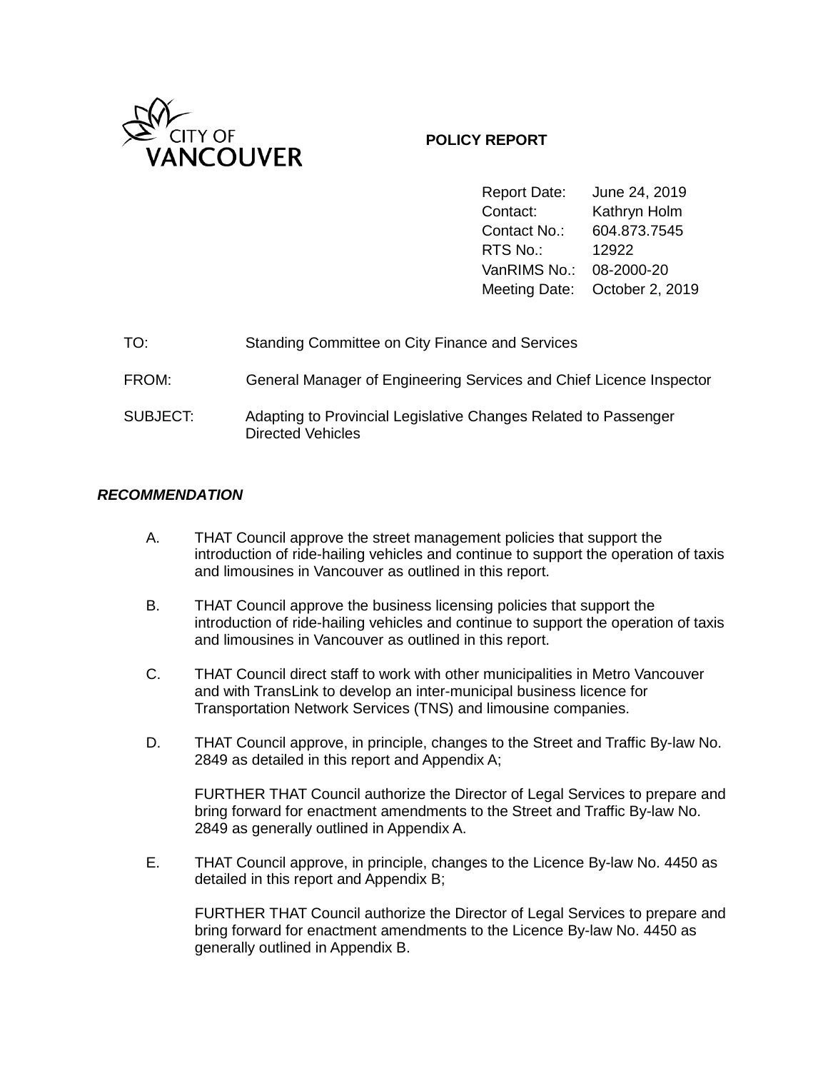CITY OF
VANCOUVER

**POLICY REPORT**

| | |
|---|---|
| Report Date: | June 24, 2019 |
| Contact: | Kathryn Holm |
| Contact No.: | 604.873.7545 |
| RTS No.: | 12922 |
| VanRIMS No.: | 08-2000-20 |
| Meeting Date: | October 2, 2019 |

| | |
|---|---|
| TO: | Standing Committee on City Finance and Services |
| FROM: | General Manager of Engineering Services and Chief Licence Inspector |
| SUBJECT: | Adapting to Provincial Legislative Changes Related to Passenger Directed Vehicles |

***RECOMMENDATION***

A. THAT Council approve the street management policies that support the introduction of ride-hailing vehicles and continue to support the operation of taxis and limousines in Vancouver as outlined in this report.

B. THAT Council approve the business licensing policies that support the introduction of ride-hailing vehicles and continue to support the operation of taxis and limousines in Vancouver as outlined in this report.

C. THAT Council direct staff to work with other municipalities in Metro Vancouver and with TransLink to develop an inter-municipal business licence for Transportation Network Services (TNS) and limousine companies.

D. THAT Council approve, in principle, changes to the Street and Traffic By-law No. 2849 as detailed in this report and Appendix A;

FURTHER THAT Council authorize the Director of Legal Services to prepare and bring forward for enactment amendments to the Street and Traffic By-law No. 2849 as generally outlined in Appendix A.

E. THAT Council approve, in principle, changes to the Licence By-law No. 4450 as detailed in this report and Appendix B;

FURTHER THAT Council authorize the Director of Legal Services to prepare and bring forward for enactment amendments to the Licence By-law No. 4450 as generally outlined in Appendix B.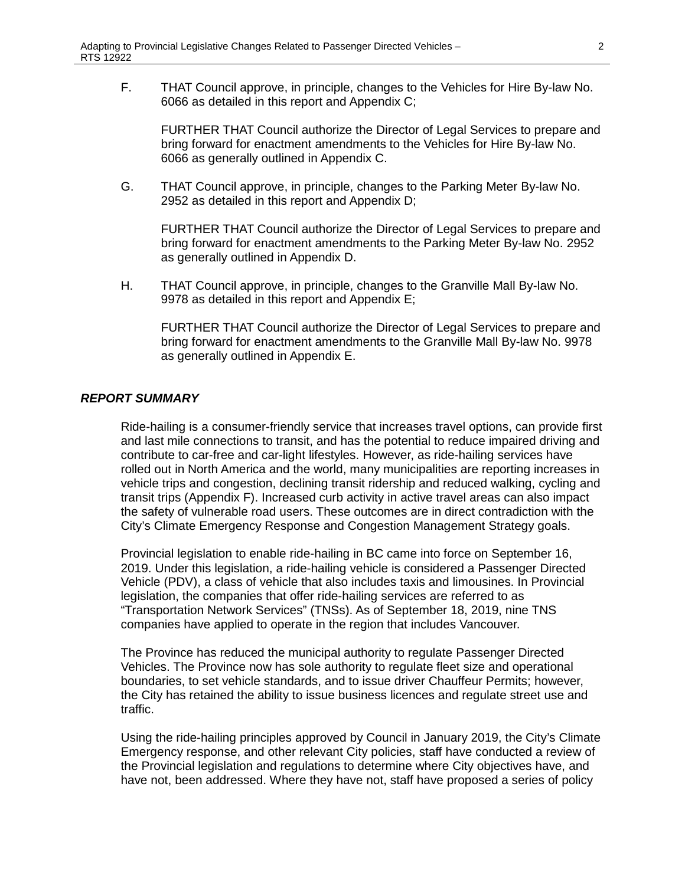F. THAT Council approve, in principle, changes to the Vehicles for Hire By-law No. 6066 as detailed in this report and Appendix C;

   FURTHER THAT Council authorize the Director of Legal Services to prepare and bring forward for enactment amendments to the Vehicles for Hire By-law No. 6066 as generally outlined in Appendix C.

G. THAT Council approve, in principle, changes to the Parking Meter By-law No. 2952 as detailed in this report and Appendix D;

   FURTHER THAT Council authorize the Director of Legal Services to prepare and bring forward for enactment amendments to the Parking Meter By-law No. 2952 as generally outlined in Appendix D.

H. THAT Council approve, in principle, changes to the Granville Mall By-law No. 9978 as detailed in this report and Appendix E;

   FURTHER THAT Council authorize the Director of Legal Services to prepare and bring forward for enactment amendments to the Granville Mall By-law No. 9978 as generally outlined in Appendix E.

## *REPORT SUMMARY*

Ride-hailing is a consumer-friendly service that increases travel options, can provide first and last mile connections to transit, and has the potential to reduce impaired driving and contribute to car-free and car-light lifestyles. However, as ride-hailing services have rolled out in North America and the world, many municipalities are reporting increases in vehicle trips and congestion, declining transit ridership and reduced walking, cycling and transit trips (Appendix F). Increased curb activity in active travel areas can also impact the safety of vulnerable road users. These outcomes are in direct contradiction with the City's Climate Emergency Response and Congestion Management Strategy goals.

Provincial legislation to enable ride-hailing in BC came into force on September 16, 2019. Under this legislation, a ride-hailing vehicle is considered a Passenger Directed Vehicle (PDV), a class of vehicle that also includes taxis and limousines. In Provincial legislation, the companies that offer ride-hailing services are referred to as "Transportation Network Services" (TNSs). As of September 18, 2019, nine TNS companies have applied to operate in the region that includes Vancouver.

The Province has reduced the municipal authority to regulate Passenger Directed Vehicles. The Province now has sole authority to regulate fleet size and operational boundaries, to set vehicle standards, and to issue driver Chauffeur Permits; however, the City has retained the ability to issue business licences and regulate street use and traffic.

Using the ride-hailing principles approved by Council in January 2019, the City's Climate Emergency response, and other relevant City policies, staff have conducted a review of the Provincial legislation and regulations to determine where City objectives have, and have not, been addressed. Where they have not, staff have proposed a series of policy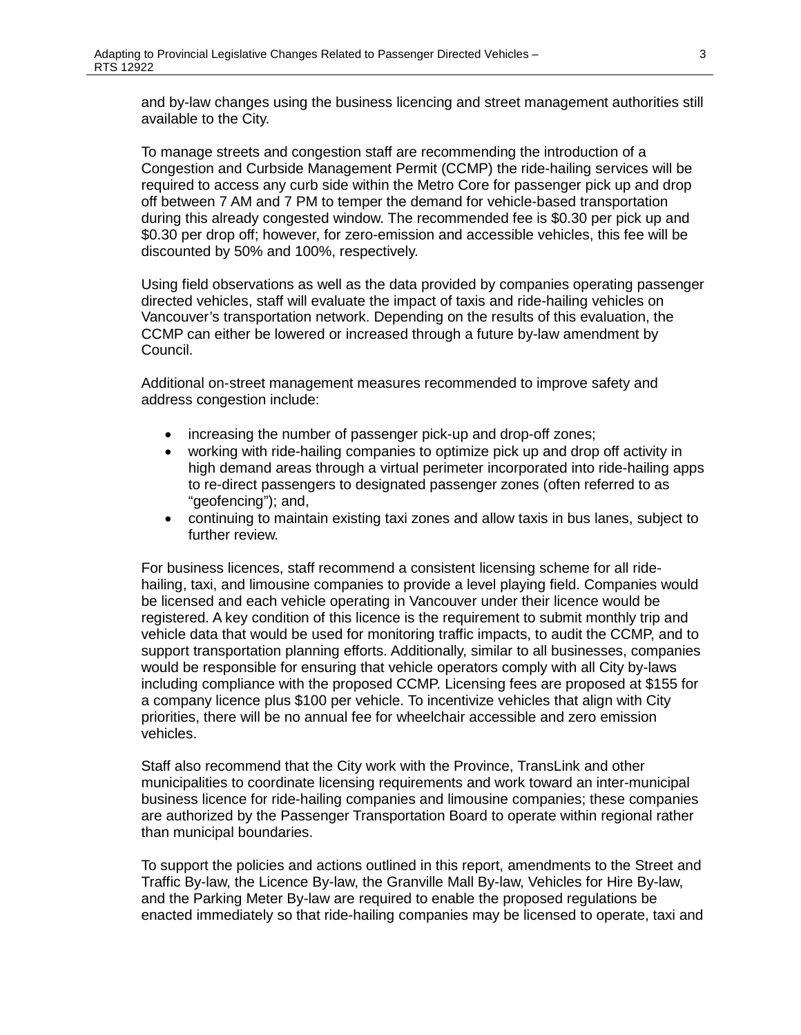and by-law changes using the business licencing and street management authorities still available to the City.

To manage streets and congestion staff are recommending the introduction of a Congestion and Curbside Management Permit (CCMP) the ride-hailing services will be required to access any curb side within the Metro Core for passenger pick up and drop off between 7 AM and 7 PM to temper the demand for vehicle-based transportation during this already congested window. The recommended fee is $0.30 per pick up and $0.30 per drop off; however, for zero-emission and accessible vehicles, this fee will be discounted by 50% and 100%, respectively.

Using field observations as well as the data provided by companies operating passenger directed vehicles, staff will evaluate the impact of taxis and ride-hailing vehicles on Vancouver's transportation network. Depending on the results of this evaluation, the CCMP can either be lowered or increased through a future by-law amendment by Council.

Additional on-street management measures recommended to improve safety and address congestion include:

- increasing the number of passenger pick-up and drop-off zones;
- working with ride-hailing companies to optimize pick up and drop off activity in high demand areas through a virtual perimeter incorporated into ride-hailing apps to re-direct passengers to designated passenger zones (often referred to as "geofencing"); and,
- continuing to maintain existing taxi zones and allow taxis in bus lanes, subject to further review.

For business licences, staff recommend a consistent licensing scheme for all ride-hailing, taxi, and limousine companies to provide a level playing field. Companies would be licensed and each vehicle operating in Vancouver under their licence would be registered. A key condition of this licence is the requirement to submit monthly trip and vehicle data that would be used for monitoring traffic impacts, to audit the CCMP, and to support transportation planning efforts. Additionally, similar to all businesses, companies would be responsible for ensuring that vehicle operators comply with all City by-laws including compliance with the proposed CCMP. Licensing fees are proposed at $155 for a company licence plus $100 per vehicle. To incentivize vehicles that align with City priorities, there will be no annual fee for wheelchair accessible and zero emission vehicles.

Staff also recommend that the City work with the Province, TransLink and other municipalities to coordinate licensing requirements and work toward an inter-municipal business licence for ride-hailing companies and limousine companies; these companies are authorized by the Passenger Transportation Board to operate within regional rather than municipal boundaries.

To support the policies and actions outlined in this report, amendments to the Street and Traffic By-law, the Licence By-law, the Granville Mall By-law, Vehicles for Hire By-law, and the Parking Meter By-law are required to enable the proposed regulations be enacted immediately so that ride-hailing companies may be licensed to operate, taxi and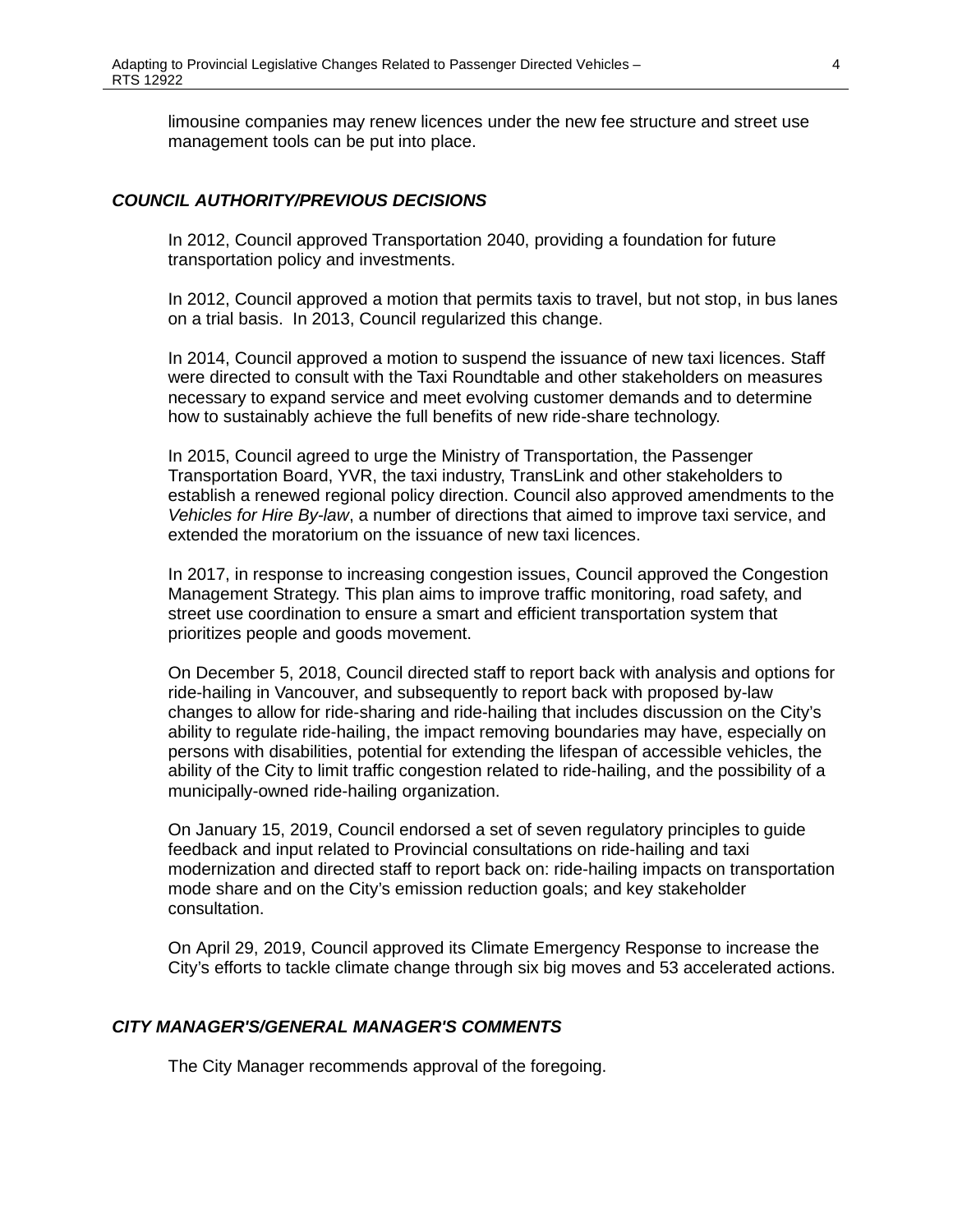limousine companies may renew licences under the new fee structure and street use management tools can be put into place.

### *COUNCIL AUTHORITY/PREVIOUS DECISIONS*

In 2012, Council approved Transportation 2040, providing a foundation for future transportation policy and investments.

In 2012, Council approved a motion that permits taxis to travel, but not stop, in bus lanes on a trial basis. In 2013, Council regularized this change.

In 2014, Council approved a motion to suspend the issuance of new taxi licences. Staff were directed to consult with the Taxi Roundtable and other stakeholders on measures necessary to expand service and meet evolving customer demands and to determine how to sustainably achieve the full benefits of new ride-share technology.

In 2015, Council agreed to urge the Ministry of Transportation, the Passenger Transportation Board, YVR, the taxi industry, TransLink and other stakeholders to establish a renewed regional policy direction. Council also approved amendments to the *Vehicles for Hire By-law*, a number of directions that aimed to improve taxi service, and extended the moratorium on the issuance of new taxi licences.

In 2017, in response to increasing congestion issues, Council approved the Congestion Management Strategy. This plan aims to improve traffic monitoring, road safety, and street use coordination to ensure a smart and efficient transportation system that prioritizes people and goods movement.

On December 5, 2018, Council directed staff to report back with analysis and options for ride-hailing in Vancouver, and subsequently to report back with proposed by-law changes to allow for ride-sharing and ride-hailing that includes discussion on the City's ability to regulate ride-hailing, the impact removing boundaries may have, especially on persons with disabilities, potential for extending the lifespan of accessible vehicles, the ability of the City to limit traffic congestion related to ride-hailing, and the possibility of a municipally-owned ride-hailing organization.

On January 15, 2019, Council endorsed a set of seven regulatory principles to guide feedback and input related to Provincial consultations on ride-hailing and taxi modernization and directed staff to report back on: ride-hailing impacts on transportation mode share and on the City's emission reduction goals; and key stakeholder consultation.

On April 29, 2019, Council approved its Climate Emergency Response to increase the City's efforts to tackle climate change through six big moves and 53 accelerated actions.

### *CITY MANAGER'S/GENERAL MANAGER'S COMMENTS*

The City Manager recommends approval of the foregoing.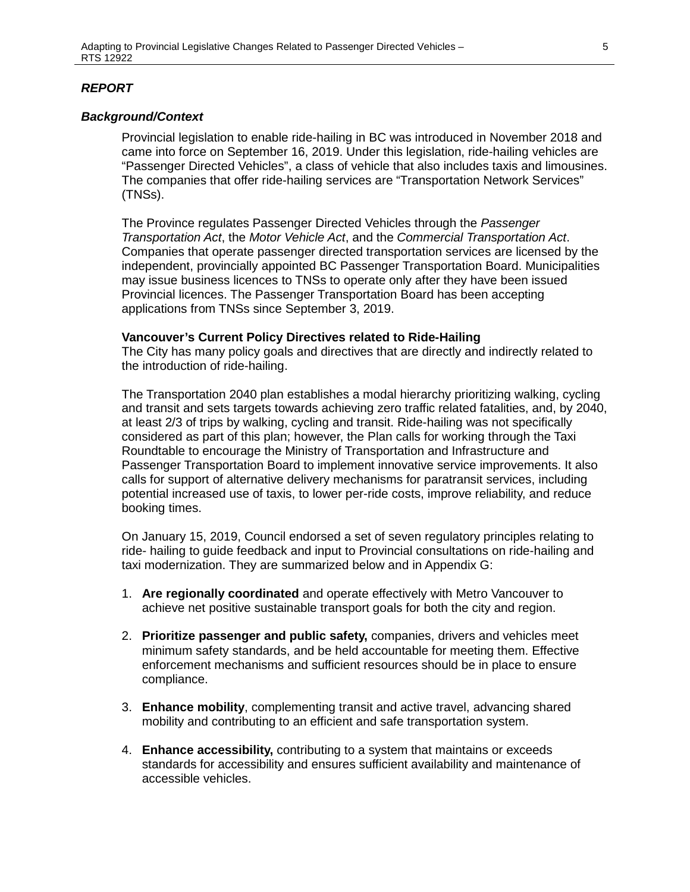***REPORT***

***Background/Context***

Provincial legislation to enable ride-hailing in BC was introduced in November 2018 and came into force on September 16, 2019. Under this legislation, ride-hailing vehicles are "Passenger Directed Vehicles", a class of vehicle that also includes taxis and limousines. The companies that offer ride-hailing services are "Transportation Network Services" (TNSs).

The Province regulates Passenger Directed Vehicles through the *Passenger Transportation Act*, the *Motor Vehicle Act*, and the *Commercial Transportation Act*. Companies that operate passenger directed transportation services are licensed by the independent, provincially appointed BC Passenger Transportation Board. Municipalities may issue business licences to TNSs to operate only after they have been issued Provincial licences. The Passenger Transportation Board has been accepting applications from TNSs since September 3, 2019.

**Vancouver's Current Policy Directives related to Ride-Hailing**

The City has many policy goals and directives that are directly and indirectly related to the introduction of ride-hailing.

The Transportation 2040 plan establishes a modal hierarchy prioritizing walking, cycling and transit and sets targets towards achieving zero traffic related fatalities, and, by 2040, at least 2/3 of trips by walking, cycling and transit. Ride-hailing was not specifically considered as part of this plan; however, the Plan calls for working through the Taxi Roundtable to encourage the Ministry of Transportation and Infrastructure and Passenger Transportation Board to implement innovative service improvements. It also calls for support of alternative delivery mechanisms for paratransit services, including potential increased use of taxis, to lower per-ride costs, improve reliability, and reduce booking times.

On January 15, 2019, Council endorsed a set of seven regulatory principles relating to ride- hailing to guide feedback and input to Provincial consultations on ride-hailing and taxi modernization. They are summarized below and in Appendix G:

1. **Are regionally coordinated** and operate effectively with Metro Vancouver to achieve net positive sustainable transport goals for both the city and region.

2. **Prioritize passenger and public safety,** companies, drivers and vehicles meet minimum safety standards, and be held accountable for meeting them. Effective enforcement mechanisms and sufficient resources should be in place to ensure compliance.

3. **Enhance mobility**, complementing transit and active travel, advancing shared mobility and contributing to an efficient and safe transportation system.

4. **Enhance accessibility,** contributing to a system that maintains or exceeds standards for accessibility and ensures sufficient availability and maintenance of accessible vehicles.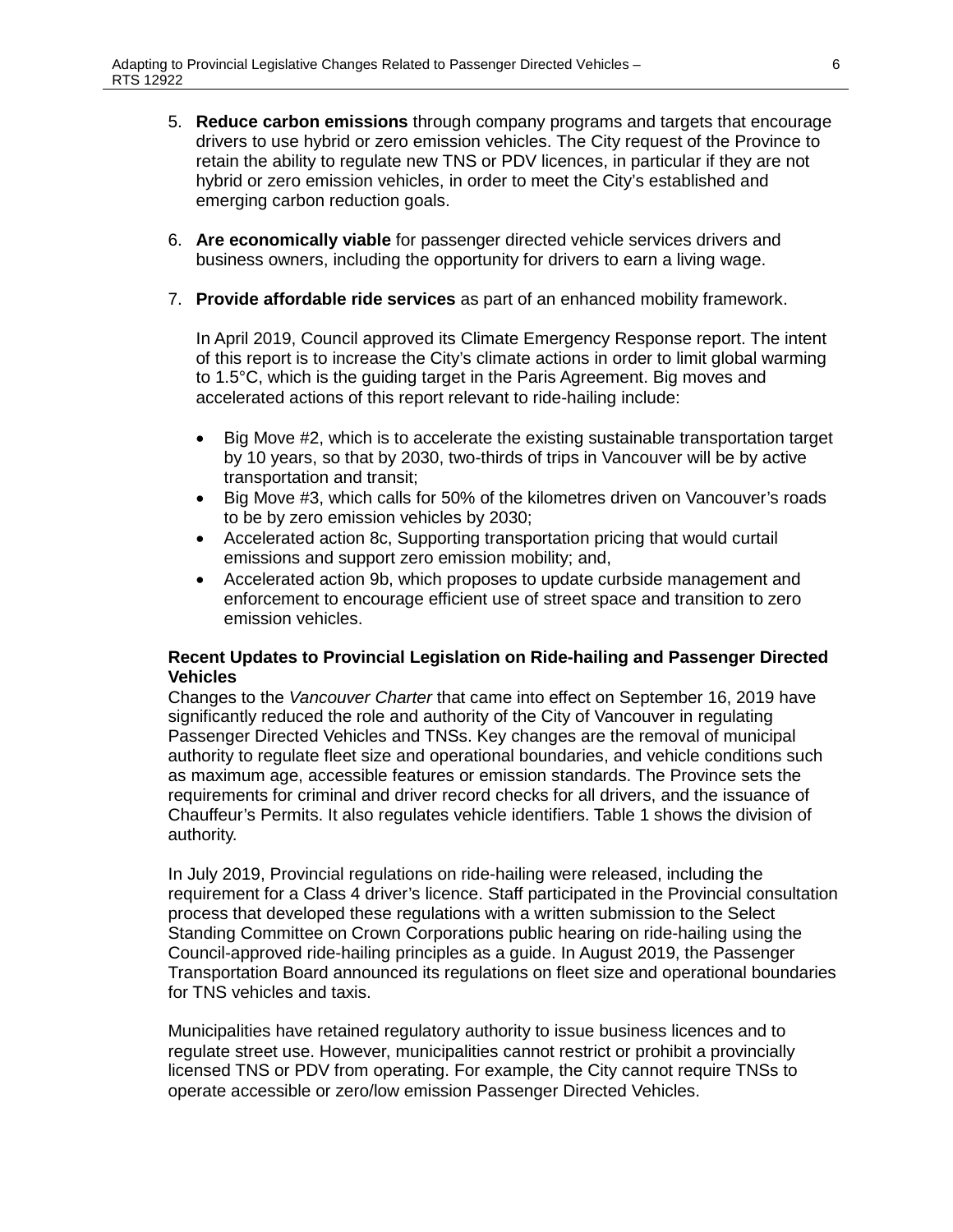5. **Reduce carbon emissions** through company programs and targets that encourage drivers to use hybrid or zero emission vehicles. The City request of the Province to retain the ability to regulate new TNS or PDV licences, in particular if they are not hybrid or zero emission vehicles, in order to meet the City's established and emerging carbon reduction goals.

6. **Are economically viable** for passenger directed vehicle services drivers and business owners, including the opportunity for drivers to earn a living wage.

7. **Provide affordable ride services** as part of an enhanced mobility framework.

   In April 2019, Council approved its Climate Emergency Response report. The intent of this report is to increase the City's climate actions in order to limit global warming to 1.5°C, which is the guiding target in the Paris Agreement. Big moves and accelerated actions of this report relevant to ride-hailing include:

   - Big Move #2, which is to accelerate the existing sustainable transportation target by 10 years, so that by 2030, two-thirds of trips in Vancouver will be by active transportation and transit;
   - Big Move #3, which calls for 50% of the kilometres driven on Vancouver's roads to be by zero emission vehicles by 2030;
   - Accelerated action 8c, Supporting transportation pricing that would curtail emissions and support zero emission mobility; and,
   - Accelerated action 9b, which proposes to update curbside management and enforcement to encourage efficient use of street space and transition to zero emission vehicles.

**Recent Updates to Provincial Legislation on Ride-hailing and Passenger Directed Vehicles**

Changes to the *Vancouver Charter* that came into effect on September 16, 2019 have significantly reduced the role and authority of the City of Vancouver in regulating Passenger Directed Vehicles and TNSs. Key changes are the removal of municipal authority to regulate fleet size and operational boundaries, and vehicle conditions such as maximum age, accessible features or emission standards. The Province sets the requirements for criminal and driver record checks for all drivers, and the issuance of Chauffeur's Permits. It also regulates vehicle identifiers. Table 1 shows the division of authority.

In July 2019, Provincial regulations on ride-hailing were released, including the requirement for a Class 4 driver's licence. Staff participated in the Provincial consultation process that developed these regulations with a written submission to the Select Standing Committee on Crown Corporations public hearing on ride-hailing using the Council-approved ride-hailing principles as a guide. In August 2019, the Passenger Transportation Board announced its regulations on fleet size and operational boundaries for TNS vehicles and taxis.

Municipalities have retained regulatory authority to issue business licences and to regulate street use. However, municipalities cannot restrict or prohibit a provincially licensed TNS or PDV from operating. For example, the City cannot require TNSs to operate accessible or zero/low emission Passenger Directed Vehicles.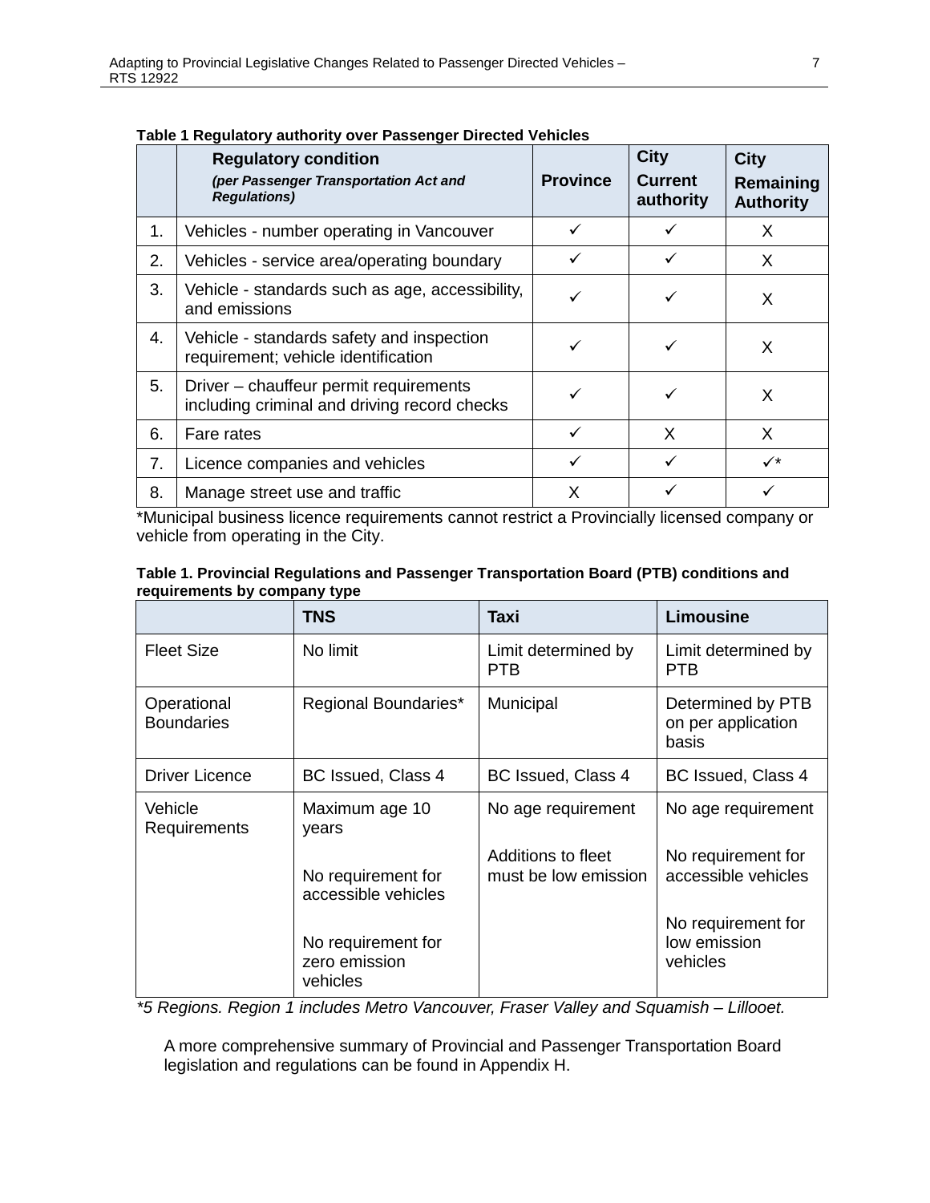**Table 1 Regulatory authority over Passenger Directed Vehicles**

| | **Regulatory condition** *(per Passenger Transportation Act and Regulations)* | **Province** | **City Current authority** | **City Remaining Authority** |
|---|---|---|---|---|
| 1. | Vehicles - number operating in Vancouver | ✓ | ✓ | X |
| 2. | Vehicles - service area/operating boundary | ✓ | ✓ | X |
| 3. | Vehicle - standards such as age, accessibility, and emissions | ✓ | ✓ | X |
| 4. | Vehicle - standards safety and inspection requirement; vehicle identification | ✓ | ✓ | X |
| 5. | Driver – chauffeur permit requirements including criminal and driving record checks | ✓ | ✓ | X |
| 6. | Fare rates | ✓ | X | X |
| 7. | Licence companies and vehicles | ✓ | ✓ | ✓* |
| 8. | Manage street use and traffic | X | ✓ | ✓ |

*Municipal business licence requirements cannot restrict a Provincially licensed company or vehicle from operating in the City.

**Table 1. Provincial Regulations and Passenger Transportation Board (PTB) conditions and requirements by company type**

| | **TNS** | **Taxi** | **Limousine** |
|---|---|---|---|
| Fleet Size | No limit | Limit determined by PTB | Limit determined by PTB |
| Operational Boundaries | Regional Boundaries* | Municipal | Determined by PTB on per application basis |
| Driver Licence | BC Issued, Class 4 | BC Issued, Class 4 | BC Issued, Class 4 |
| Vehicle Requirements | Maximum age 10 years<br><br>No requirement for accessible vehicles<br><br>No requirement for zero emission vehicles | No age requirement<br><br>Additions to fleet must be low emission | No age requirement<br><br>No requirement for accessible vehicles<br><br>No requirement for low emission vehicles |

*\*5 Regions. Region 1 includes Metro Vancouver, Fraser Valley and Squamish – Lillooet.*

A more comprehensive summary of Provincial and Passenger Transportation Board legislation and regulations can be found in Appendix H.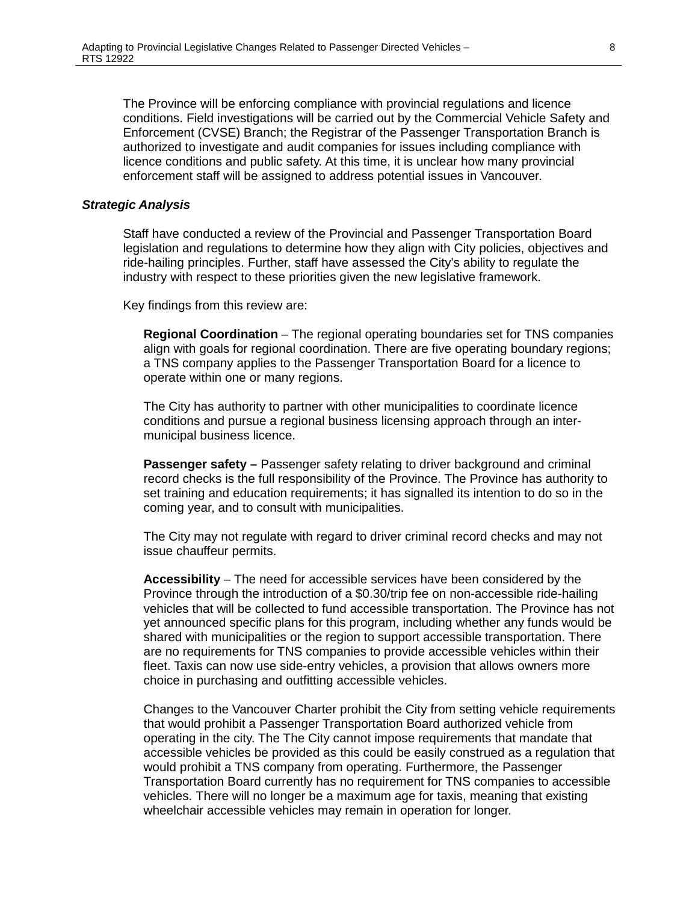The Province will be enforcing compliance with provincial regulations and licence conditions. Field investigations will be carried out by the Commercial Vehicle Safety and Enforcement (CVSE) Branch; the Registrar of the Passenger Transportation Branch is authorized to investigate and audit companies for issues including compliance with licence conditions and public safety. At this time, it is unclear how many provincial enforcement staff will be assigned to address potential issues in Vancouver.

***Strategic Analysis***

Staff have conducted a review of the Provincial and Passenger Transportation Board legislation and regulations to determine how they align with City policies, objectives and ride-hailing principles. Further, staff have assessed the City's ability to regulate the industry with respect to these priorities given the new legislative framework.

Key findings from this review are:

**Regional Coordination** – The regional operating boundaries set for TNS companies align with goals for regional coordination. There are five operating boundary regions; a TNS company applies to the Passenger Transportation Board for a licence to operate within one or many regions.

The City has authority to partner with other municipalities to coordinate licence conditions and pursue a regional business licensing approach through an inter-municipal business licence.

**Passenger safety –** Passenger safety relating to driver background and criminal record checks is the full responsibility of the Province. The Province has authority to set training and education requirements; it has signalled its intention to do so in the coming year, and to consult with municipalities.

The City may not regulate with regard to driver criminal record checks and may not issue chauffeur permits.

**Accessibility** – The need for accessible services have been considered by the Province through the introduction of a $0.30/trip fee on non-accessible ride-hailing vehicles that will be collected to fund accessible transportation. The Province has not yet announced specific plans for this program, including whether any funds would be shared with municipalities or the region to support accessible transportation. There are no requirements for TNS companies to provide accessible vehicles within their fleet. Taxis can now use side-entry vehicles, a provision that allows owners more choice in purchasing and outfitting accessible vehicles.

Changes to the Vancouver Charter prohibit the City from setting vehicle requirements that would prohibit a Passenger Transportation Board authorized vehicle from operating in the city. The The City cannot impose requirements that mandate that accessible vehicles be provided as this could be easily construed as a regulation that would prohibit a TNS company from operating. Furthermore, the Passenger Transportation Board currently has no requirement for TNS companies to accessible vehicles. There will no longer be a maximum age for taxis, meaning that existing wheelchair accessible vehicles may remain in operation for longer.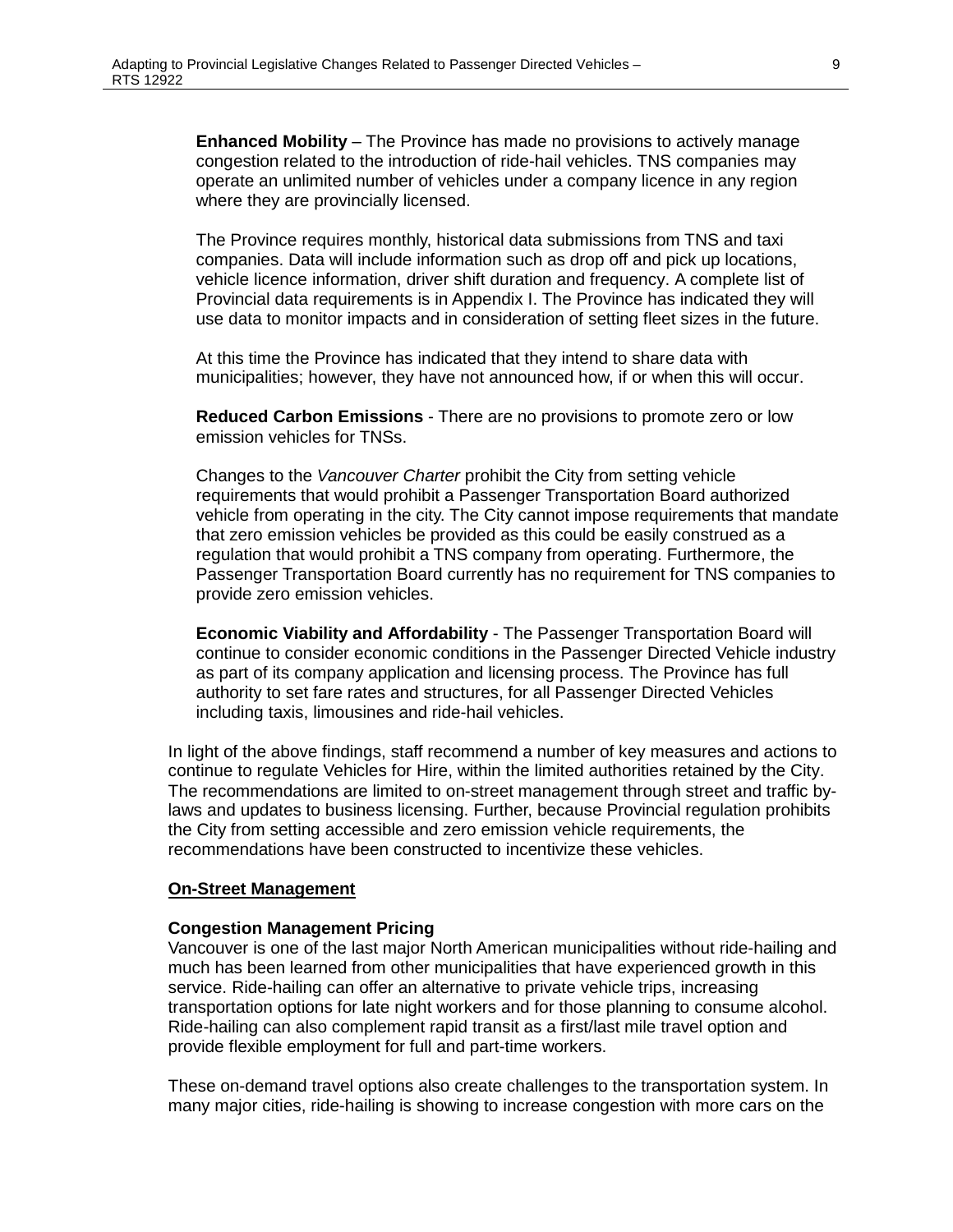**Enhanced Mobility** – The Province has made no provisions to actively manage congestion related to the introduction of ride-hail vehicles. TNS companies may operate an unlimited number of vehicles under a company licence in any region where they are provincially licensed.

The Province requires monthly, historical data submissions from TNS and taxi companies. Data will include information such as drop off and pick up locations, vehicle licence information, driver shift duration and frequency. A complete list of Provincial data requirements is in Appendix I. The Province has indicated they will use data to monitor impacts and in consideration of setting fleet sizes in the future.

At this time the Province has indicated that they intend to share data with municipalities; however, they have not announced how, if or when this will occur.

**Reduced Carbon Emissions** - There are no provisions to promote zero or low emission vehicles for TNSs.

Changes to the *Vancouver Charter* prohibit the City from setting vehicle requirements that would prohibit a Passenger Transportation Board authorized vehicle from operating in the city. The City cannot impose requirements that mandate that zero emission vehicles be provided as this could be easily construed as a regulation that would prohibit a TNS company from operating. Furthermore, the Passenger Transportation Board currently has no requirement for TNS companies to provide zero emission vehicles.

**Economic Viability and Affordability** - The Passenger Transportation Board will continue to consider economic conditions in the Passenger Directed Vehicle industry as part of its company application and licensing process. The Province has full authority to set fare rates and structures, for all Passenger Directed Vehicles including taxis, limousines and ride-hail vehicles.

In light of the above findings, staff recommend a number of key measures and actions to continue to regulate Vehicles for Hire, within the limited authorities retained by the City. The recommendations are limited to on-street management through street and traffic by-laws and updates to business licensing. Further, because Provincial regulation prohibits the City from setting accessible and zero emission vehicle requirements, the recommendations have been constructed to incentivize these vehicles.

## On-Street Management

### Congestion Management Pricing

Vancouver is one of the last major North American municipalities without ride-hailing and much has been learned from other municipalities that have experienced growth in this service. Ride-hailing can offer an alternative to private vehicle trips, increasing transportation options for late night workers and for those planning to consume alcohol. Ride-hailing can also complement rapid transit as a first/last mile travel option and provide flexible employment for full and part-time workers.

These on-demand travel options also create challenges to the transportation system. In many major cities, ride-hailing is showing to increase congestion with more cars on the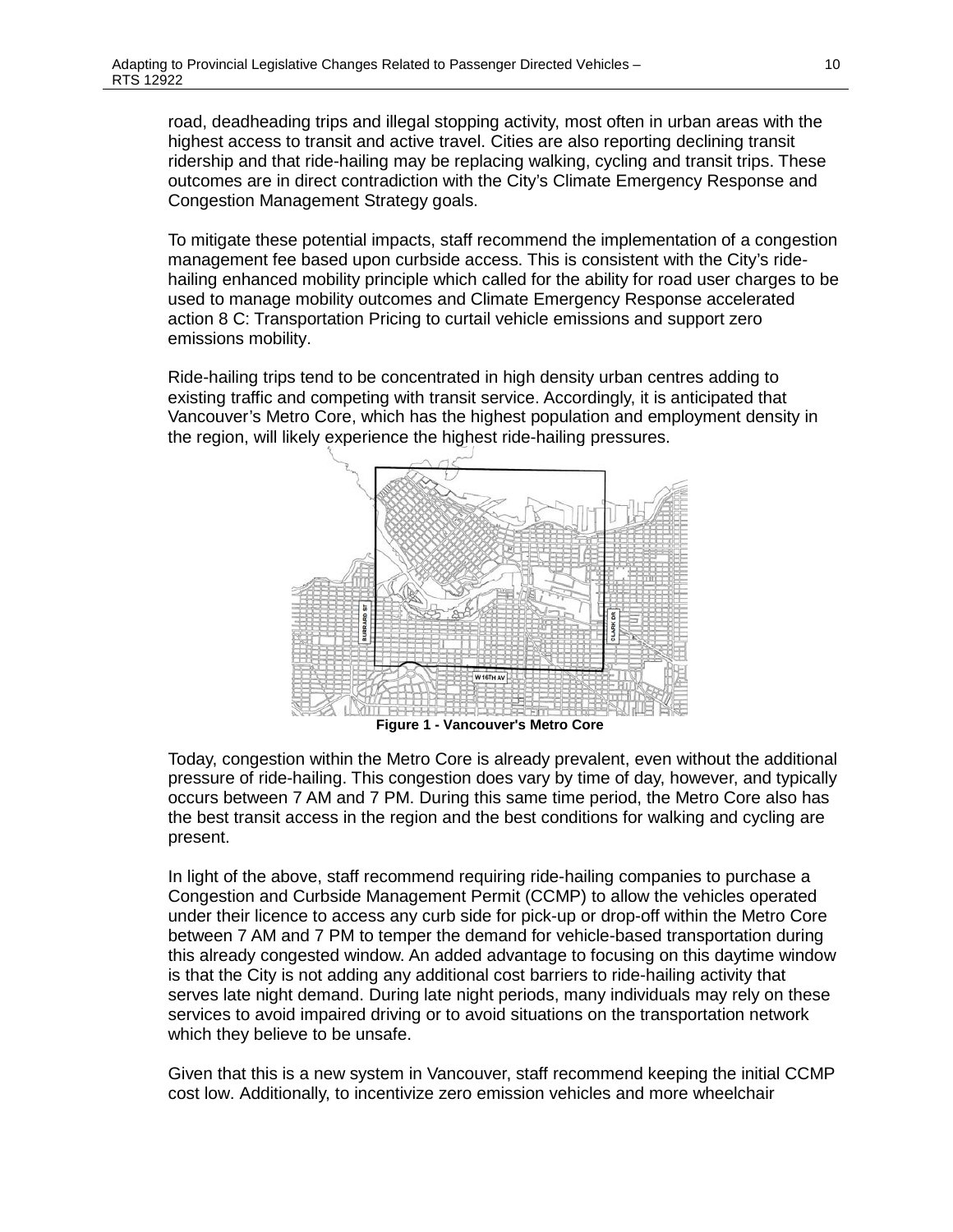road, deadheading trips and illegal stopping activity, most often in urban areas with the highest access to transit and active travel. Cities are also reporting declining transit ridership and that ride-hailing may be replacing walking, cycling and transit trips. These outcomes are in direct contradiction with the City's Climate Emergency Response and Congestion Management Strategy goals.

To mitigate these potential impacts, staff recommend the implementation of a congestion management fee based upon curbside access. This is consistent with the City's ride-hailing enhanced mobility principle which called for the ability for road user charges to be used to manage mobility outcomes and Climate Emergency Response accelerated action 8 C: Transportation Pricing to curtail vehicle emissions and support zero emissions mobility.

Ride-hailing trips tend to be concentrated in high density urban centres adding to existing traffic and competing with transit service. Accordingly, it is anticipated that Vancouver's Metro Core, which has the highest population and employment density in the region, will likely experience the highest ride-hailing pressures.

**Figure 1 - Vancouver's Metro Core**

Today, congestion within the Metro Core is already prevalent, even without the additional pressure of ride-hailing. This congestion does vary by time of day, however, and typically occurs between 7 AM and 7 PM. During this same time period, the Metro Core also has the best transit access in the region and the best conditions for walking and cycling are present.

In light of the above, staff recommend requiring ride-hailing companies to purchase a Congestion and Curbside Management Permit (CCMP) to allow the vehicles operated under their licence to access any curb side for pick-up or drop-off within the Metro Core between 7 AM and 7 PM to temper the demand for vehicle-based transportation during this already congested window. An added advantage to focusing on this daytime window is that the City is not adding any additional cost barriers to ride-hailing activity that serves late night demand. During late night periods, many individuals may rely on these services to avoid impaired driving or to avoid situations on the transportation network which they believe to be unsafe.

Given that this is a new system in Vancouver, staff recommend keeping the initial CCMP cost low. Additionally, to incentivize zero emission vehicles and more wheelchair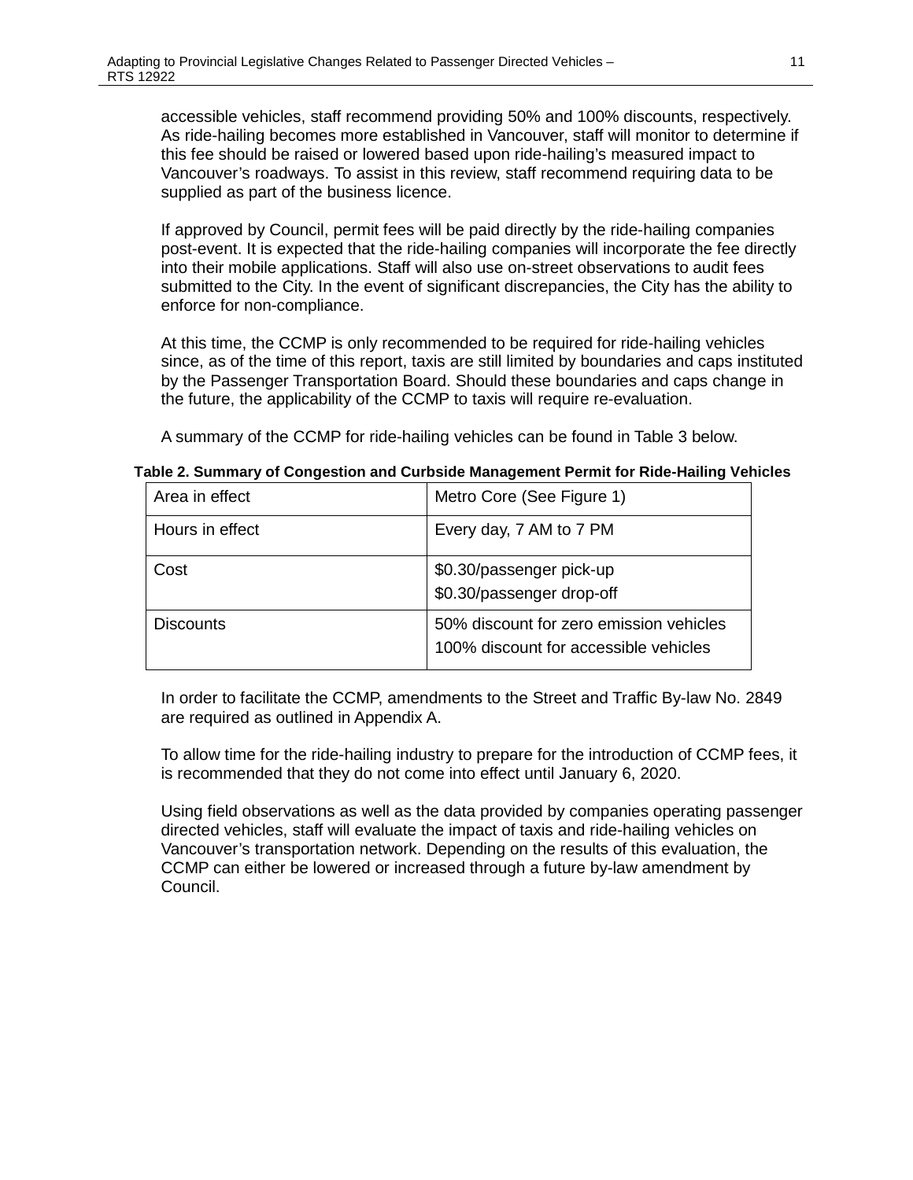accessible vehicles, staff recommend providing 50% and 100% discounts, respectively. As ride-hailing becomes more established in Vancouver, staff will monitor to determine if this fee should be raised or lowered based upon ride-hailing's measured impact to Vancouver's roadways. To assist in this review, staff recommend requiring data to be supplied as part of the business licence.

If approved by Council, permit fees will be paid directly by the ride-hailing companies post-event. It is expected that the ride-hailing companies will incorporate the fee directly into their mobile applications. Staff will also use on-street observations to audit fees submitted to the City. In the event of significant discrepancies, the City has the ability to enforce for non-compliance.

At this time, the CCMP is only recommended to be required for ride-hailing vehicles since, as of the time of this report, taxis are still limited by boundaries and caps instituted by the Passenger Transportation Board. Should these boundaries and caps change in the future, the applicability of the CCMP to taxis will require re-evaluation.

A summary of the CCMP for ride-hailing vehicles can be found in Table 3 below.

**Table 2. Summary of Congestion and Curbside Management Permit for Ride-Hailing Vehicles**

| | |
|---|---|
| Area in effect | Metro Core (See Figure 1) |
| Hours in effect | Every day, 7 AM to 7 PM |
| Cost | \$0.30/passenger pick-up<br>\$0.30/passenger drop-off |
| Discounts | 50% discount for zero emission vehicles<br>100% discount for accessible vehicles |

In order to facilitate the CCMP, amendments to the Street and Traffic By-law No. 2849 are required as outlined in Appendix A.

To allow time for the ride-hailing industry to prepare for the introduction of CCMP fees, it is recommended that they do not come into effect until January 6, 2020.

Using field observations as well as the data provided by companies operating passenger directed vehicles, staff will evaluate the impact of taxis and ride-hailing vehicles on Vancouver's transportation network. Depending on the results of this evaluation, the CCMP can either be lowered or increased through a future by-law amendment by Council.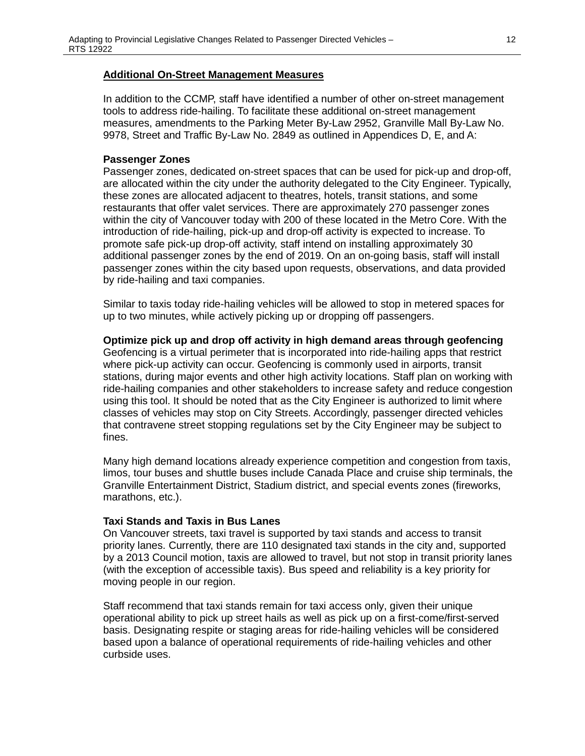**Additional On-Street Management Measures**

In addition to the CCMP, staff have identified a number of other on-street management tools to address ride-hailing. To facilitate these additional on-street management measures, amendments to the Parking Meter By-Law 2952, Granville Mall By-Law No. 9978, Street and Traffic By-Law No. 2849 as outlined in Appendices D, E, and A:

**Passenger Zones**
Passenger zones, dedicated on-street spaces that can be used for pick-up and drop-off, are allocated within the city under the authority delegated to the City Engineer. Typically, these zones are allocated adjacent to theatres, hotels, transit stations, and some restaurants that offer valet services. There are approximately 270 passenger zones within the city of Vancouver today with 200 of these located in the Metro Core. With the introduction of ride-hailing, pick-up and drop-off activity is expected to increase. To promote safe pick-up drop-off activity, staff intend on installing approximately 30 additional passenger zones by the end of 2019. On an on-going basis, staff will install passenger zones within the city based upon requests, observations, and data provided by ride-hailing and taxi companies.

Similar to taxis today ride-hailing vehicles will be allowed to stop in metered spaces for up to two minutes, while actively picking up or dropping off passengers.

**Optimize pick up and drop off activity in high demand areas through geofencing**
Geofencing is a virtual perimeter that is incorporated into ride-hailing apps that restrict where pick-up activity can occur. Geofencing is commonly used in airports, transit stations, during major events and other high activity locations. Staff plan on working with ride-hailing companies and other stakeholders to increase safety and reduce congestion using this tool. It should be noted that as the City Engineer is authorized to limit where classes of vehicles may stop on City Streets. Accordingly, passenger directed vehicles that contravene street stopping regulations set by the City Engineer may be subject to fines.

Many high demand locations already experience competition and congestion from taxis, limos, tour buses and shuttle buses include Canada Place and cruise ship terminals, the Granville Entertainment District, Stadium district, and special events zones (fireworks, marathons, etc.).

**Taxi Stands and Taxis in Bus Lanes**
On Vancouver streets, taxi travel is supported by taxi stands and access to transit priority lanes. Currently, there are 110 designated taxi stands in the city and, supported by a 2013 Council motion, taxis are allowed to travel, but not stop in transit priority lanes (with the exception of accessible taxis). Bus speed and reliability is a key priority for moving people in our region.

Staff recommend that taxi stands remain for taxi access only, given their unique operational ability to pick up street hails as well as pick up on a first-come/first-served basis. Designating respite or staging areas for ride-hailing vehicles will be considered based upon a balance of operational requirements of ride-hailing vehicles and other curbside uses.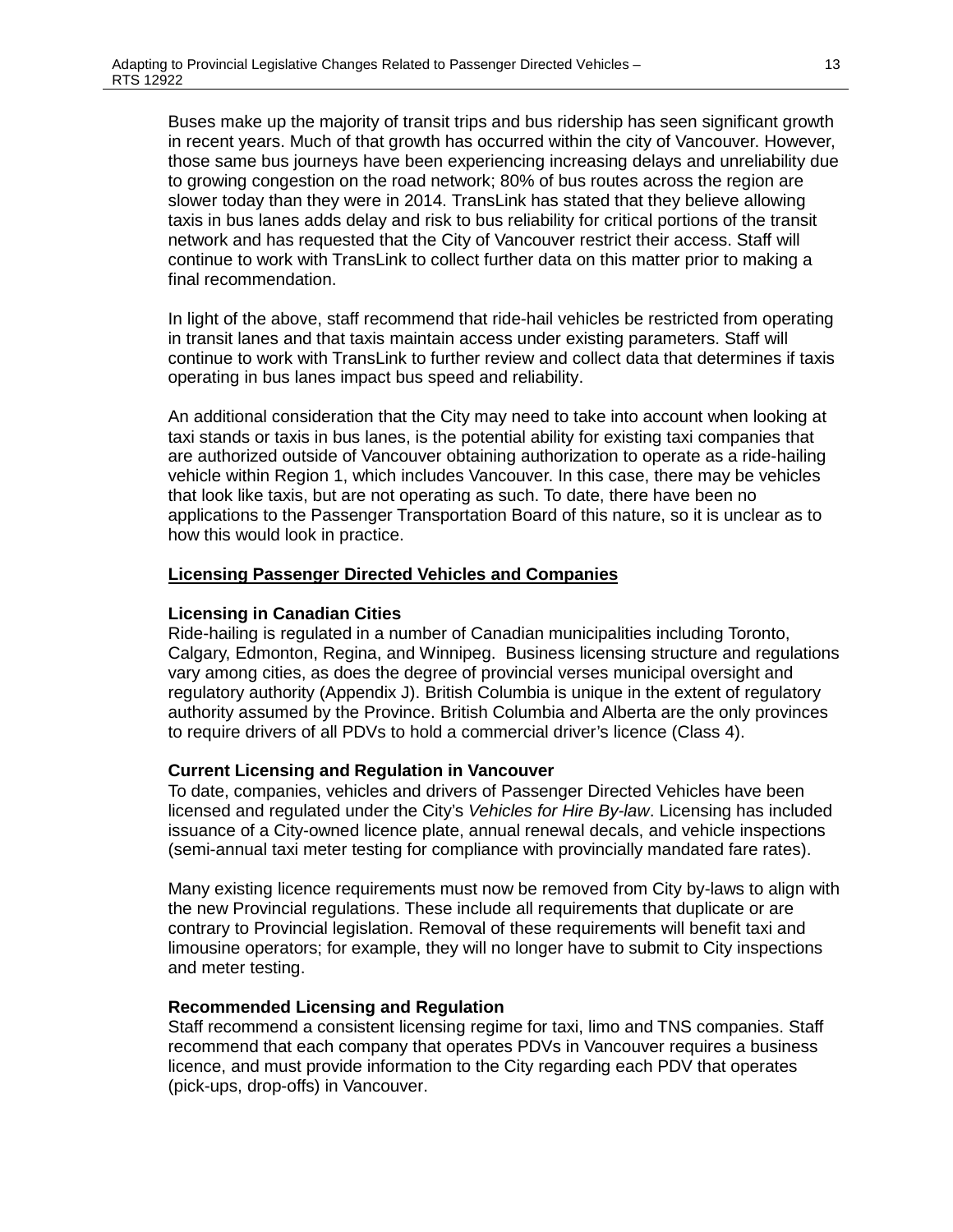Buses make up the majority of transit trips and bus ridership has seen significant growth in recent years. Much of that growth has occurred within the city of Vancouver. However, those same bus journeys have been experiencing increasing delays and unreliability due to growing congestion on the road network; 80% of bus routes across the region are slower today than they were in 2014. TransLink has stated that they believe allowing taxis in bus lanes adds delay and risk to bus reliability for critical portions of the transit network and has requested that the City of Vancouver restrict their access. Staff will continue to work with TransLink to collect further data on this matter prior to making a final recommendation.

In light of the above, staff recommend that ride-hail vehicles be restricted from operating in transit lanes and that taxis maintain access under existing parameters. Staff will continue to work with TransLink to further review and collect data that determines if taxis operating in bus lanes impact bus speed and reliability.

An additional consideration that the City may need to take into account when looking at taxi stands or taxis in bus lanes, is the potential ability for existing taxi companies that are authorized outside of Vancouver obtaining authorization to operate as a ride-hailing vehicle within Region 1, which includes Vancouver. In this case, there may be vehicles that look like taxis, but are not operating as such. To date, there have been no applications to the Passenger Transportation Board of this nature, so it is unclear as to how this would look in practice.

## Licensing Passenger Directed Vehicles and Companies

### Licensing in Canadian Cities

Ride-hailing is regulated in a number of Canadian municipalities including Toronto, Calgary, Edmonton, Regina, and Winnipeg. Business licensing structure and regulations vary among cities, as does the degree of provincial verses municipal oversight and regulatory authority (Appendix J). British Columbia is unique in the extent of regulatory authority assumed by the Province. British Columbia and Alberta are the only provinces to require drivers of all PDVs to hold a commercial driver's licence (Class 4).

### Current Licensing and Regulation in Vancouver

To date, companies, vehicles and drivers of Passenger Directed Vehicles have been licensed and regulated under the City's *Vehicles for Hire By-law*. Licensing has included issuance of a City-owned licence plate, annual renewal decals, and vehicle inspections (semi-annual taxi meter testing for compliance with provincially mandated fare rates).

Many existing licence requirements must now be removed from City by-laws to align with the new Provincial regulations. These include all requirements that duplicate or are contrary to Provincial legislation. Removal of these requirements will benefit taxi and limousine operators; for example, they will no longer have to submit to City inspections and meter testing.

### Recommended Licensing and Regulation

Staff recommend a consistent licensing regime for taxi, limo and TNS companies. Staff recommend that each company that operates PDVs in Vancouver requires a business licence, and must provide information to the City regarding each PDV that operates (pick-ups, drop-offs) in Vancouver.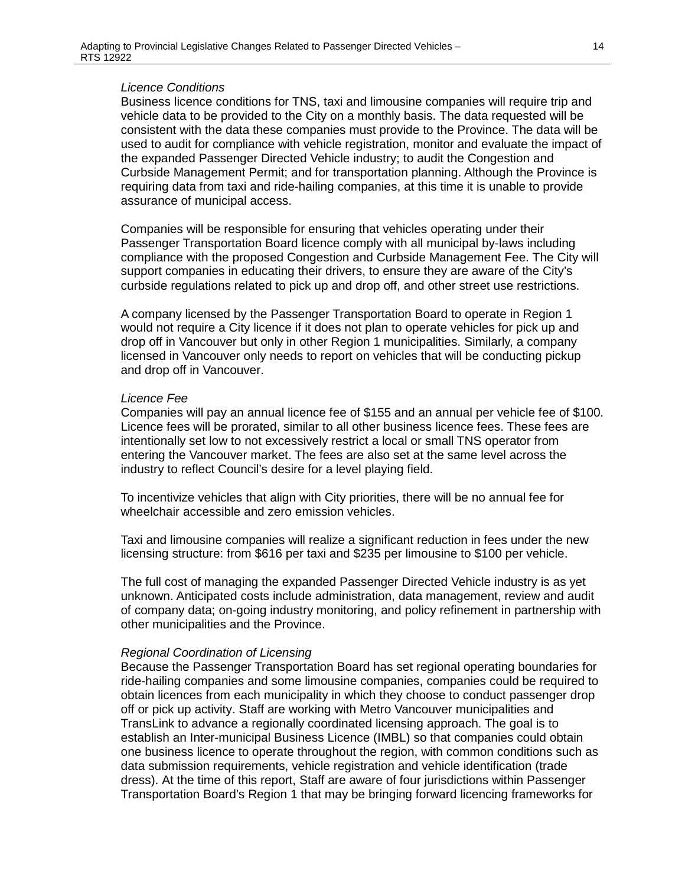*Licence Conditions*
Business licence conditions for TNS, taxi and limousine companies will require trip and vehicle data to be provided to the City on a monthly basis. The data requested will be consistent with the data these companies must provide to the Province. The data will be used to audit for compliance with vehicle registration, monitor and evaluate the impact of the expanded Passenger Directed Vehicle industry; to audit the Congestion and Curbside Management Permit; and for transportation planning. Although the Province is requiring data from taxi and ride-hailing companies, at this time it is unable to provide assurance of municipal access.

Companies will be responsible for ensuring that vehicles operating under their Passenger Transportation Board licence comply with all municipal by-laws including compliance with the proposed Congestion and Curbside Management Fee. The City will support companies in educating their drivers, to ensure they are aware of the City's curbside regulations related to pick up and drop off, and other street use restrictions.

A company licensed by the Passenger Transportation Board to operate in Region 1 would not require a City licence if it does not plan to operate vehicles for pick up and drop off in Vancouver but only in other Region 1 municipalities. Similarly, a company licensed in Vancouver only needs to report on vehicles that will be conducting pickup and drop off in Vancouver.

*Licence Fee*
Companies will pay an annual licence fee of $155 and an annual per vehicle fee of $100. Licence fees will be prorated, similar to all other business licence fees. These fees are intentionally set low to not excessively restrict a local or small TNS operator from entering the Vancouver market. The fees are also set at the same level across the industry to reflect Council's desire for a level playing field.

To incentivize vehicles that align with City priorities, there will be no annual fee for wheelchair accessible and zero emission vehicles.

Taxi and limousine companies will realize a significant reduction in fees under the new licensing structure: from $616 per taxi and $235 per limousine to $100 per vehicle.

The full cost of managing the expanded Passenger Directed Vehicle industry is as yet unknown. Anticipated costs include administration, data management, review and audit of company data; on-going industry monitoring, and policy refinement in partnership with other municipalities and the Province.

*Regional Coordination of Licensing*
Because the Passenger Transportation Board has set regional operating boundaries for ride-hailing companies and some limousine companies, companies could be required to obtain licences from each municipality in which they choose to conduct passenger drop off or pick up activity. Staff are working with Metro Vancouver municipalities and TransLink to advance a regionally coordinated licensing approach. The goal is to establish an Inter-municipal Business Licence (IMBL) so that companies could obtain one business licence to operate throughout the region, with common conditions such as data submission requirements, vehicle registration and vehicle identification (trade dress). At the time of this report, Staff are aware of four jurisdictions within Passenger Transportation Board's Region 1 that may be bringing forward licencing frameworks for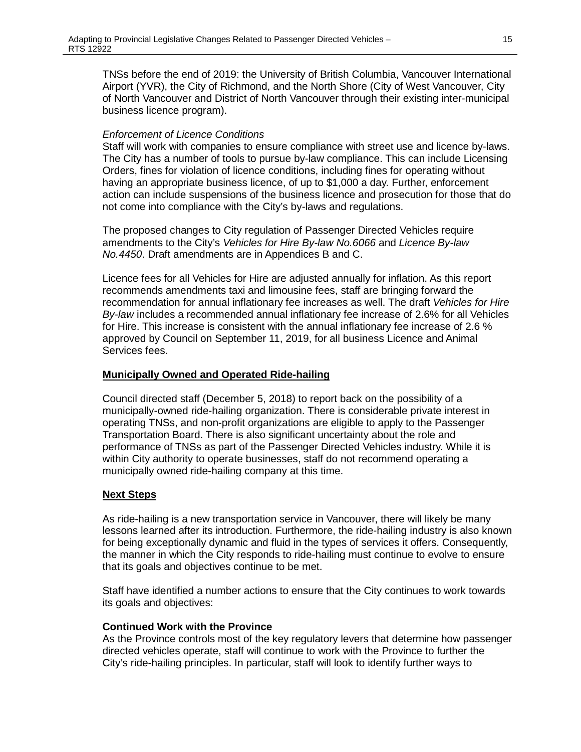TNSs before the end of 2019: the University of British Columbia, Vancouver International Airport (YVR), the City of Richmond, and the North Shore (City of West Vancouver, City of North Vancouver and District of North Vancouver through their existing inter-municipal business licence program).

*Enforcement of Licence Conditions*
Staff will work with companies to ensure compliance with street use and licence by-laws. The City has a number of tools to pursue by-law compliance. This can include Licensing Orders, fines for violation of licence conditions, including fines for operating without having an appropriate business licence, of up to $1,000 a day. Further, enforcement action can include suspensions of the business licence and prosecution for those that do not come into compliance with the City's by-laws and regulations.

The proposed changes to City regulation of Passenger Directed Vehicles require amendments to the City's *Vehicles for Hire By-law No.6066* and *Licence By-law No.4450*. Draft amendments are in Appendices B and C.

Licence fees for all Vehicles for Hire are adjusted annually for inflation. As this report recommends amendments taxi and limousine fees, staff are bringing forward the recommendation for annual inflationary fee increases as well. The draft *Vehicles for Hire By-law* includes a recommended annual inflationary fee increase of 2.6% for all Vehicles for Hire. This increase is consistent with the annual inflationary fee increase of 2.6 % approved by Council on September 11, 2019, for all business Licence and Animal Services fees.

**<u>Municipally Owned and Operated Ride-hailing</u>**

Council directed staff (December 5, 2018) to report back on the possibility of a municipally-owned ride-hailing organization. There is considerable private interest in operating TNSs, and non-profit organizations are eligible to apply to the Passenger Transportation Board. There is also significant uncertainty about the role and performance of TNSs as part of the Passenger Directed Vehicles industry. While it is within City authority to operate businesses, staff do not recommend operating a municipally owned ride-hailing company at this time.

**<u>Next Steps</u>**

As ride-hailing is a new transportation service in Vancouver, there will likely be many lessons learned after its introduction. Furthermore, the ride-hailing industry is also known for being exceptionally dynamic and fluid in the types of services it offers. Consequently, the manner in which the City responds to ride-hailing must continue to evolve to ensure that its goals and objectives continue to be met.

Staff have identified a number actions to ensure that the City continues to work towards its goals and objectives:

**Continued Work with the Province**
As the Province controls most of the key regulatory levers that determine how passenger directed vehicles operate, staff will continue to work with the Province to further the City's ride-hailing principles. In particular, staff will look to identify further ways to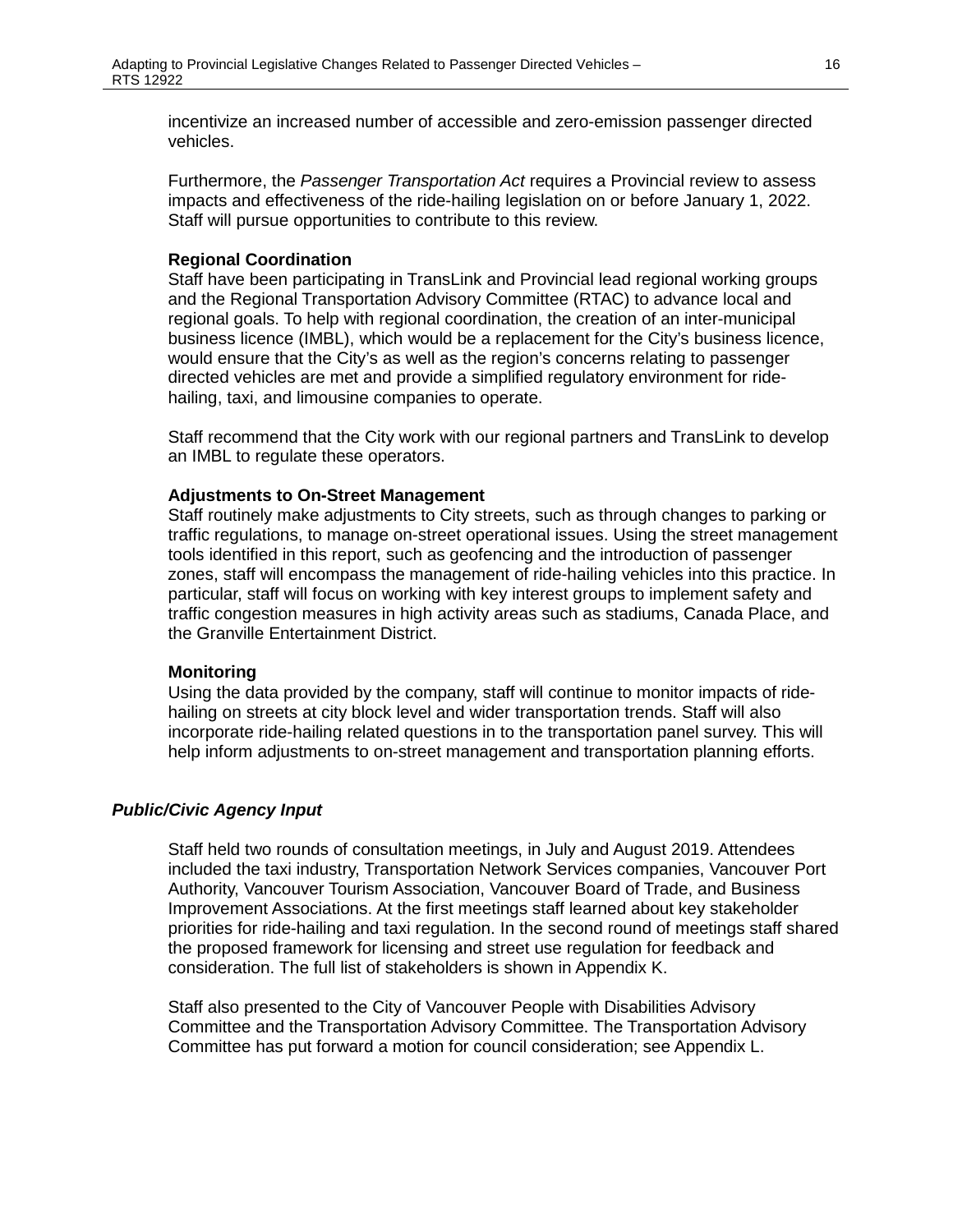incentivize an increased number of accessible and zero-emission passenger directed vehicles.

Furthermore, the *Passenger Transportation Act* requires a Provincial review to assess impacts and effectiveness of the ride-hailing legislation on or before January 1, 2022. Staff will pursue opportunities to contribute to this review.

**Regional Coordination**

Staff have been participating in TransLink and Provincial lead regional working groups and the Regional Transportation Advisory Committee (RTAC) to advance local and regional goals. To help with regional coordination, the creation of an inter-municipal business licence (IMBL), which would be a replacement for the City's business licence, would ensure that the City's as well as the region's concerns relating to passenger directed vehicles are met and provide a simplified regulatory environment for ride-hailing, taxi, and limousine companies to operate.

Staff recommend that the City work with our regional partners and TransLink to develop an IMBL to regulate these operators.

**Adjustments to On-Street Management**

Staff routinely make adjustments to City streets, such as through changes to parking or traffic regulations, to manage on-street operational issues. Using the street management tools identified in this report, such as geofencing and the introduction of passenger zones, staff will encompass the management of ride-hailing vehicles into this practice. In particular, staff will focus on working with key interest groups to implement safety and traffic congestion measures in high activity areas such as stadiums, Canada Place, and the Granville Entertainment District.

**Monitoring**

Using the data provided by the company, staff will continue to monitor impacts of ride-hailing on streets at city block level and wider transportation trends. Staff will also incorporate ride-hailing related questions in to the transportation panel survey. This will help inform adjustments to on-street management and transportation planning efforts.

### *Public/Civic Agency Input*

Staff held two rounds of consultation meetings, in July and August 2019. Attendees included the taxi industry, Transportation Network Services companies, Vancouver Port Authority, Vancouver Tourism Association, Vancouver Board of Trade, and Business Improvement Associations. At the first meetings staff learned about key stakeholder priorities for ride-hailing and taxi regulation. In the second round of meetings staff shared the proposed framework for licensing and street use regulation for feedback and consideration. The full list of stakeholders is shown in Appendix K.

Staff also presented to the City of Vancouver People with Disabilities Advisory Committee and the Transportation Advisory Committee. The Transportation Advisory Committee has put forward a motion for council consideration; see Appendix L.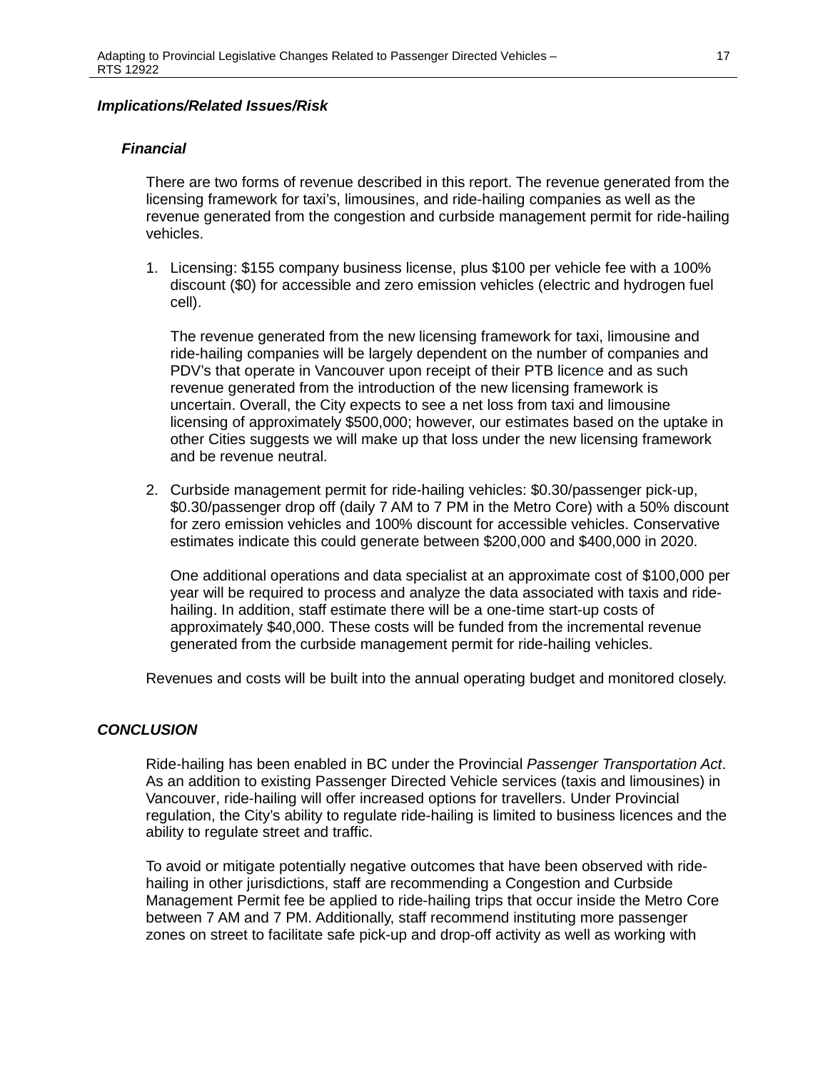### *Implications/Related Issues/Risk*

#### *Financial*

There are two forms of revenue described in this report. The revenue generated from the licensing framework for taxi's, limousines, and ride-hailing companies as well as the revenue generated from the congestion and curbside management permit for ride-hailing vehicles.

1. Licensing: $155 company business license, plus $100 per vehicle fee with a 100% discount ($0) for accessible and zero emission vehicles (electric and hydrogen fuel cell).

   The revenue generated from the new licensing framework for taxi, limousine and ride-hailing companies will be largely dependent on the number of companies and PDV's that operate in Vancouver upon receipt of their PTB licence and as such revenue generated from the introduction of the new licensing framework is uncertain. Overall, the City expects to see a net loss from taxi and limousine licensing of approximately $500,000; however, our estimates based on the uptake in other Cities suggests we will make up that loss under the new licensing framework and be revenue neutral.

2. Curbside management permit for ride-hailing vehicles: $0.30/passenger pick-up, $0.30/passenger drop off (daily 7 AM to 7 PM in the Metro Core) with a 50% discount for zero emission vehicles and 100% discount for accessible vehicles. Conservative estimates indicate this could generate between $200,000 and $400,000 in 2020.

   One additional operations and data specialist at an approximate cost of $100,000 per year will be required to process and analyze the data associated with taxis and ride-hailing. In addition, staff estimate there will be a one-time start-up costs of approximately $40,000. These costs will be funded from the incremental revenue generated from the curbside management permit for ride-hailing vehicles.

Revenues and costs will be built into the annual operating budget and monitored closely.

### *CONCLUSION*

Ride-hailing has been enabled in BC under the Provincial *Passenger Transportation Act*. As an addition to existing Passenger Directed Vehicle services (taxis and limousines) in Vancouver, ride-hailing will offer increased options for travellers. Under Provincial regulation, the City's ability to regulate ride-hailing is limited to business licences and the ability to regulate street and traffic.

To avoid or mitigate potentially negative outcomes that have been observed with ride-hailing in other jurisdictions, staff are recommending a Congestion and Curbside Management Permit fee be applied to ride-hailing trips that occur inside the Metro Core between 7 AM and 7 PM. Additionally, staff recommend instituting more passenger zones on street to facilitate safe pick-up and drop-off activity as well as working with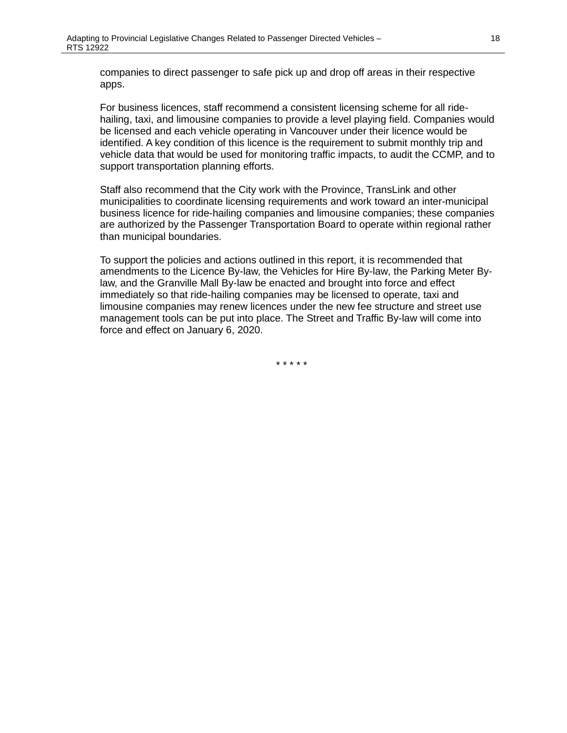companies to direct passenger to safe pick up and drop off areas in their respective apps.

For business licences, staff recommend a consistent licensing scheme for all ride-hailing, taxi, and limousine companies to provide a level playing field. Companies would be licensed and each vehicle operating in Vancouver under their licence would be identified. A key condition of this licence is the requirement to submit monthly trip and vehicle data that would be used for monitoring traffic impacts, to audit the CCMP, and to support transportation planning efforts.

Staff also recommend that the City work with the Province, TransLink and other municipalities to coordinate licensing requirements and work toward an inter-municipal business licence for ride-hailing companies and limousine companies; these companies are authorized by the Passenger Transportation Board to operate within regional rather than municipal boundaries.

To support the policies and actions outlined in this report, it is recommended that amendments to the Licence By-law, the Vehicles for Hire By-law, the Parking Meter By-law, and the Granville Mall By-law be enacted and brought into force and effect immediately so that ride-hailing companies may be licensed to operate, taxi and limousine companies may renew licences under the new fee structure and street use management tools can be put into place. The Street and Traffic By-law will come into force and effect on January 6, 2020.

\* \* \* \* \*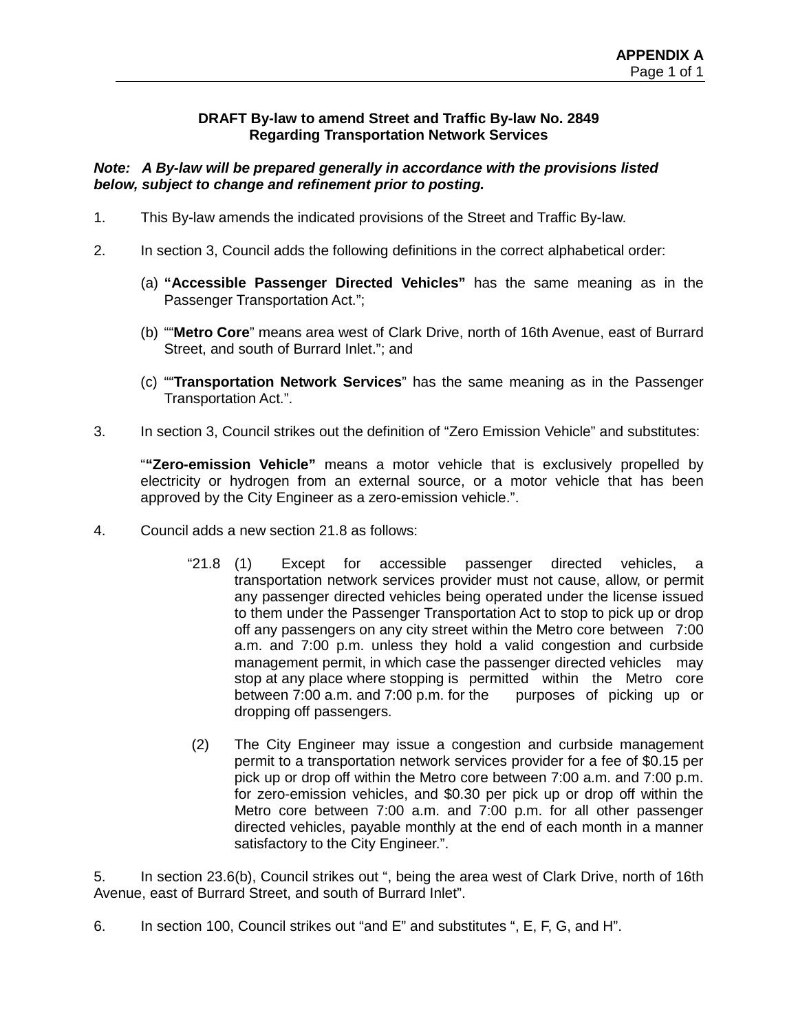**APPENDIX A**

**DRAFT By-law to amend Street and Traffic By-law No. 2849**
**Regarding Transportation Network Services**

***Note: A By-law will be prepared generally in accordance with the provisions listed below, subject to change and refinement prior to posting.***

1. This By-law amends the indicated provisions of the Street and Traffic By-law.

2. In section 3, Council adds the following definitions in the correct alphabetical order:

   (a) **"Accessible Passenger Directed Vehicles"** has the same meaning as in the Passenger Transportation Act.";

   (b) ""**Metro Core**" means area west of Clark Drive, north of 16th Avenue, east of Burrard Street, and south of Burrard Inlet."; and

   (c) ""**Transportation Network Services**" has the same meaning as in the Passenger Transportation Act.".

3. In section 3, Council strikes out the definition of "Zero Emission Vehicle" and substitutes:

   "**"Zero-emission Vehicle"** means a motor vehicle that is exclusively propelled by electricity or hydrogen from an external source, or a motor vehicle that has been approved by the City Engineer as a zero-emission vehicle.".

4. Council adds a new section 21.8 as follows:

   "21.8 (1) Except for accessible passenger directed vehicles, a transportation network services provider must not cause, allow, or permit any passenger directed vehicles being operated under the license issued to them under the Passenger Transportation Act to stop to pick up or drop off any passengers on any city street within the Metro core between 7:00 a.m. and 7:00 p.m. unless they hold a valid congestion and curbside management permit, in which case the passenger directed vehicles may stop at any place where stopping is permitted within the Metro core between 7:00 a.m. and 7:00 p.m. for the purposes of picking up or dropping off passengers.

   (2) The City Engineer may issue a congestion and curbside management permit to a transportation network services provider for a fee of $0.15 per pick up or drop off within the Metro core between 7:00 a.m. and 7:00 p.m. for zero-emission vehicles, and $0.30 per pick up or drop off within the Metro core between 7:00 a.m. and 7:00 p.m. for all other passenger directed vehicles, payable monthly at the end of each month in a manner satisfactory to the City Engineer.".

5. In section 23.6(b), Council strikes out ", being the area west of Clark Drive, north of 16th Avenue, east of Burrard Street, and south of Burrard Inlet".

6. In section 100, Council strikes out "and E" and substitutes ", E, F, G, and H".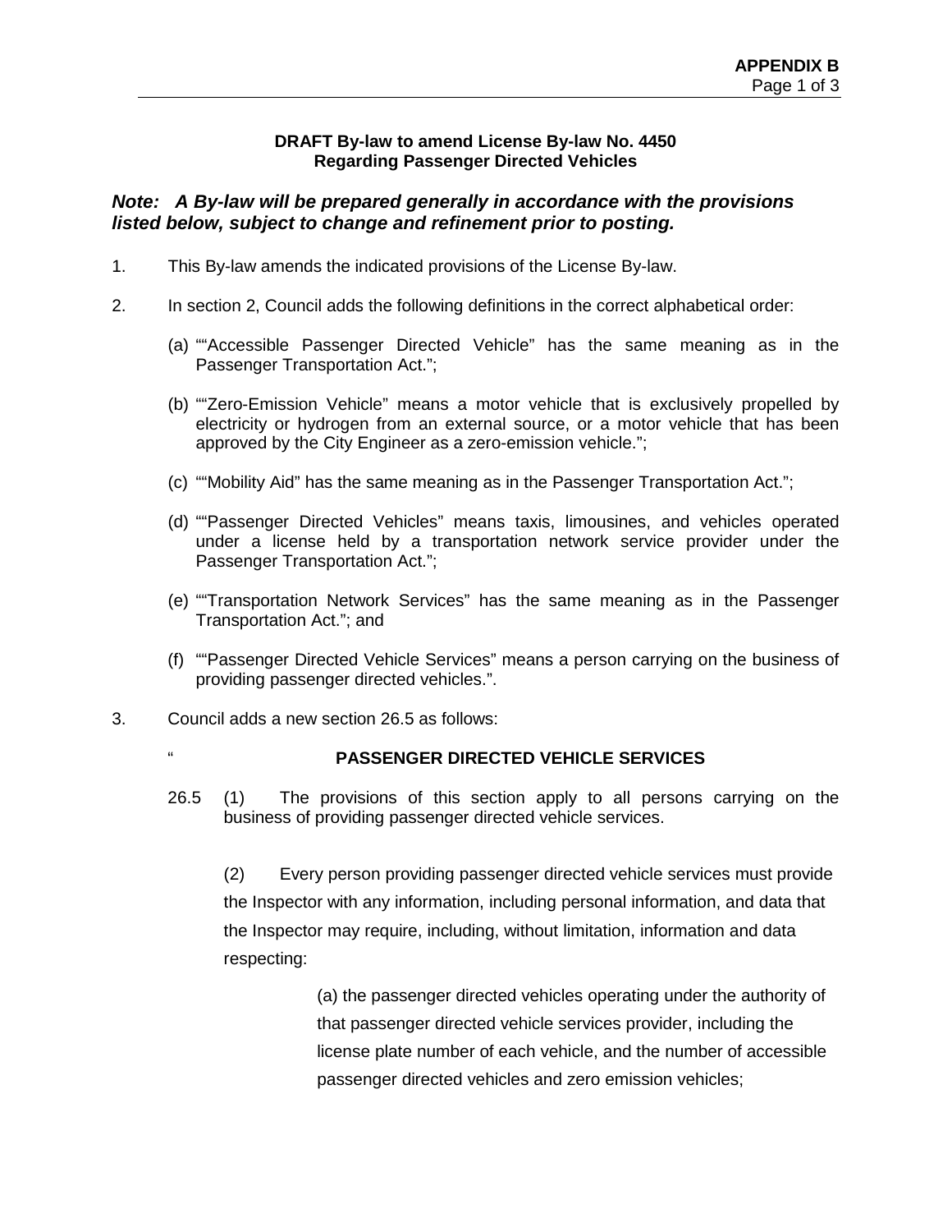**DRAFT By-law to amend License By-law No. 4450**
**Regarding Passenger Directed Vehicles**

***Note: A By-law will be prepared generally in accordance with the provisions listed below, subject to change and refinement prior to posting.***

1. This By-law amends the indicated provisions of the License By-law.

2. In section 2, Council adds the following definitions in the correct alphabetical order:

   (a) "“Accessible Passenger Directed Vehicle” has the same meaning as in the Passenger Transportation Act.";

   (b) "“Zero-Emission Vehicle” means a motor vehicle that is exclusively propelled by electricity or hydrogen from an external source, or a motor vehicle that has been approved by the City Engineer as a zero-emission vehicle.";

   (c) "“Mobility Aid” has the same meaning as in the Passenger Transportation Act.";

   (d) "“Passenger Directed Vehicles” means taxis, limousines, and vehicles operated under a license held by a transportation network service provider under the Passenger Transportation Act.";

   (e) "“Transportation Network Services” has the same meaning as in the Passenger Transportation Act."; and

   (f) "“Passenger Directed Vehicle Services” means a person carrying on the business of providing passenger directed vehicles.".

3. Council adds a new section 26.5 as follows:

" **PASSENGER DIRECTED VEHICLE SERVICES**

26.5 (1) The provisions of this section apply to all persons carrying on the business of providing passenger directed vehicle services.

(2) Every person providing passenger directed vehicle services must provide the Inspector with any information, including personal information, and data that the Inspector may require, including, without limitation, information and data respecting:

(a) the passenger directed vehicles operating under the authority of that passenger directed vehicle services provider, including the license plate number of each vehicle, and the number of accessible passenger directed vehicles and zero emission vehicles;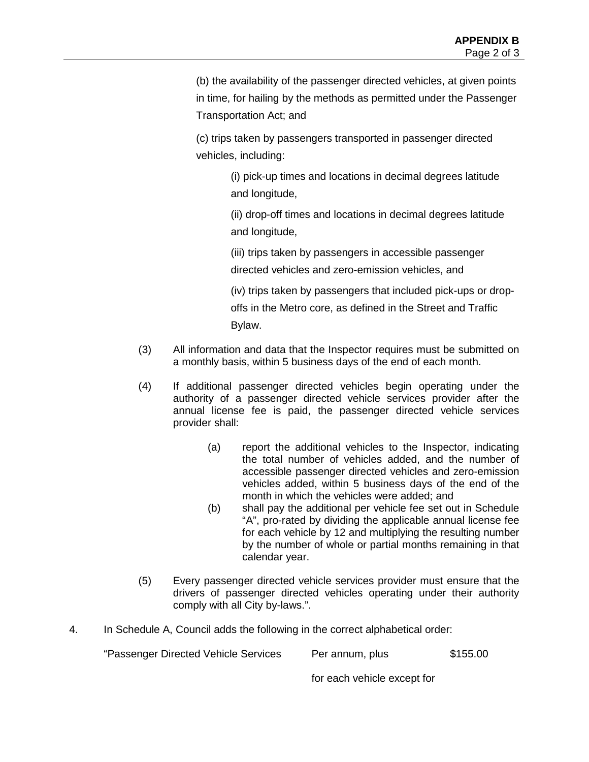(b) the availability of the passenger directed vehicles, at given points in time, for hailing by the methods as permitted under the Passenger Transportation Act; and

(c) trips taken by passengers transported in passenger directed vehicles, including:

(i) pick-up times and locations in decimal degrees latitude and longitude,

(ii) drop-off times and locations in decimal degrees latitude and longitude,

(iii) trips taken by passengers in accessible passenger directed vehicles and zero-emission vehicles, and

(iv) trips taken by passengers that included pick-ups or drop-offs in the Metro core, as defined in the Street and Traffic Bylaw.

(3) All information and data that the Inspector requires must be submitted on a monthly basis, within 5 business days of the end of each month.

(4) If additional passenger directed vehicles begin operating under the authority of a passenger directed vehicle services provider after the annual license fee is paid, the passenger directed vehicle services provider shall:

(a) report the additional vehicles to the Inspector, indicating the total number of vehicles added, and the number of accessible passenger directed vehicles and zero-emission vehicles added, within 5 business days of the end of the month in which the vehicles were added; and

(b) shall pay the additional per vehicle fee set out in Schedule "A", pro-rated by dividing the applicable annual license fee for each vehicle by 12 and multiplying the resulting number by the number of whole or partial months remaining in that calendar year.

(5) Every passenger directed vehicle services provider must ensure that the drivers of passenger directed vehicles operating under their authority comply with all City by-laws.".

4. In Schedule A, Council adds the following in the correct alphabetical order:

| | | |
|---|---|---|
| "Passenger Directed Vehicle Services | Per annum, plus | $155.00 |
| | for each vehicle except for | |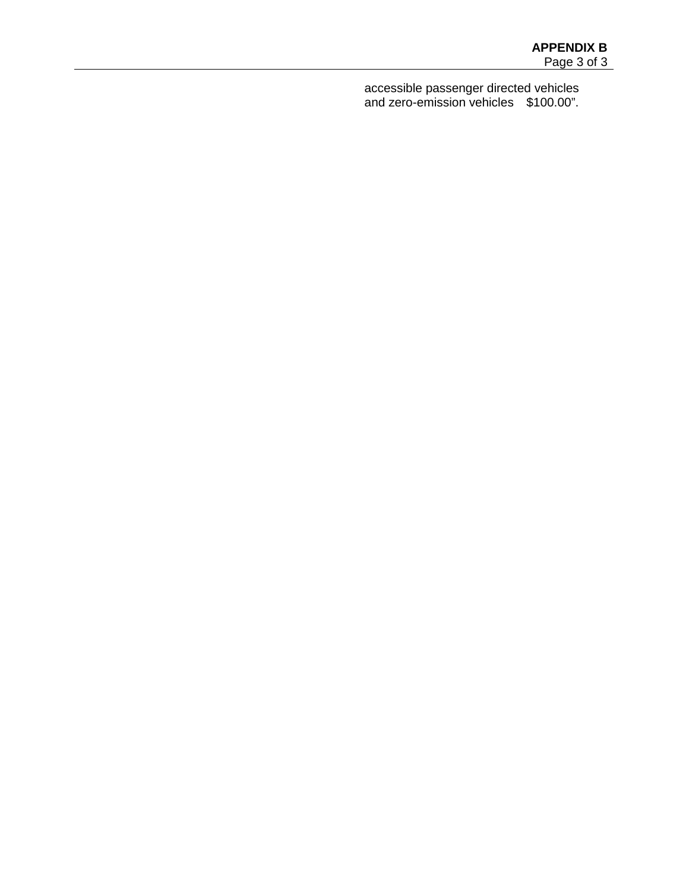accessible passenger directed vehicles
and zero-emission vehicles    $100.00”.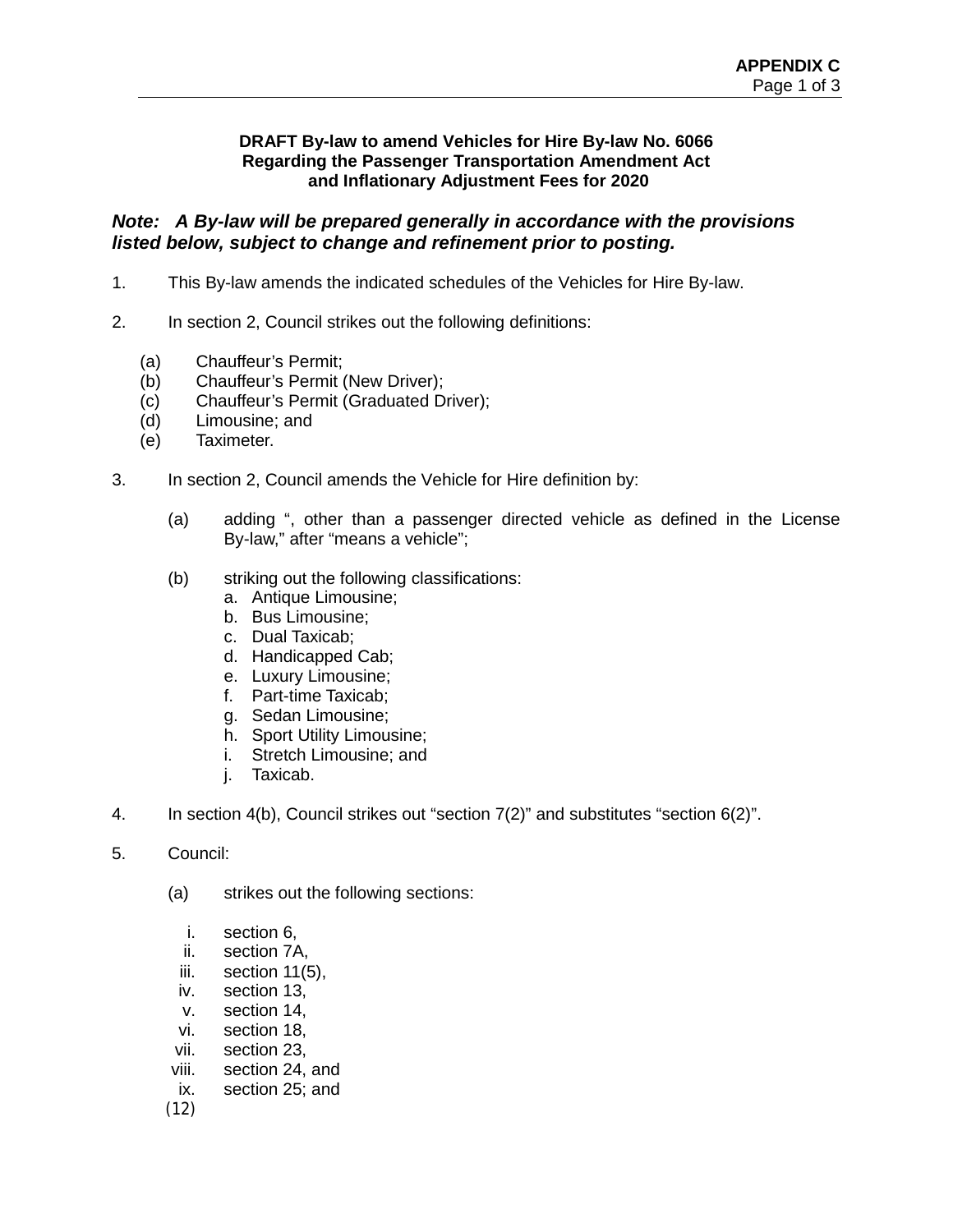**APPENDIX C**

**DRAFT By-law to amend Vehicles for Hire By-law No. 6066**
**Regarding the Passenger Transportation Amendment Act**
**and Inflationary Adjustment Fees for 2020**

***Note: A By-law will be prepared generally in accordance with the provisions listed below, subject to change and refinement prior to posting.***

1. This By-law amends the indicated schedules of the Vehicles for Hire By-law.

2. In section 2, Council strikes out the following definitions:

   (a) Chauffeur's Permit;
   (b) Chauffeur's Permit (New Driver);
   (c) Chauffeur's Permit (Graduated Driver);
   (d) Limousine; and
   (e) Taximeter.

3. In section 2, Council amends the Vehicle for Hire definition by:

   (a) adding ", other than a passenger directed vehicle as defined in the License By-law," after "means a vehicle";

   (b) striking out the following classifications:
      a. Antique Limousine;
      b. Bus Limousine;
      c. Dual Taxicab;
      d. Handicapped Cab;
      e. Luxury Limousine;
      f. Part-time Taxicab;
      g. Sedan Limousine;
      h. Sport Utility Limousine;
      i. Stretch Limousine; and
      j. Taxicab.

4. In section 4(b), Council strikes out "section 7(2)" and substitutes "section 6(2)".

5. Council:

   (a) strikes out the following sections:

      i. section 6,
      ii. section 7A,
      iii. section 11(5),
      iv. section 13,
      v. section 14,
      vi. section 18,
      vii. section 23,
      viii. section 24, and
      ix. section 25; and

(12)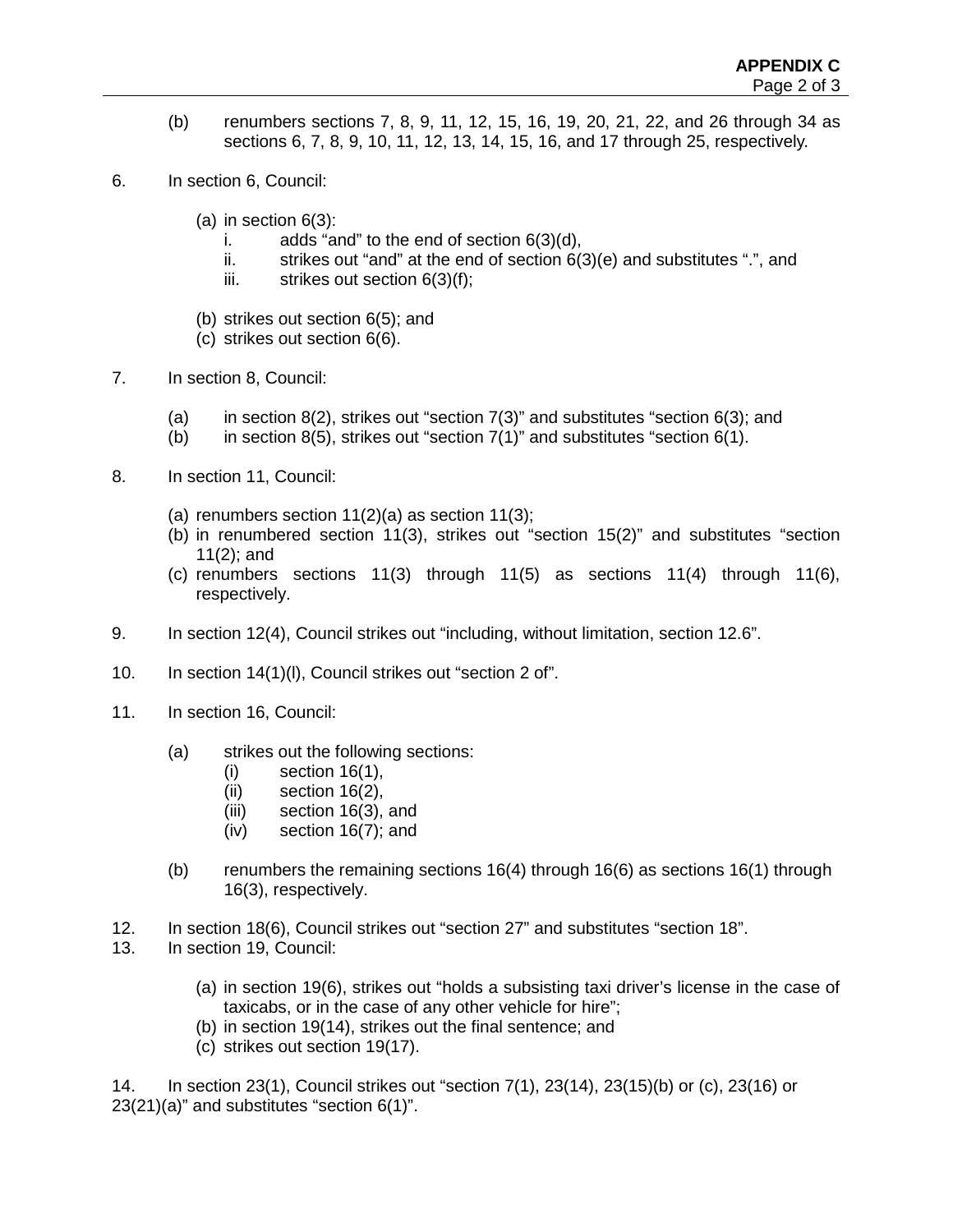(b) renumbers sections 7, 8, 9, 11, 12, 15, 16, 19, 20, 21, 22, and 26 through 34 as sections 6, 7, 8, 9, 10, 11, 12, 13, 14, 15, 16, and 17 through 25, respectively.

6. In section 6, Council:

   (a) in section 6(3):
      i. adds "and" to the end of section 6(3)(d),
      ii. strikes out "and" at the end of section 6(3)(e) and substitutes ".", and
      iii. strikes out section 6(3)(f);

   (b) strikes out section 6(5); and
   (c) strikes out section 6(6).

7. In section 8, Council:

   (a) in section 8(2), strikes out "section 7(3)" and substitutes "section 6(3); and
   (b) in section 8(5), strikes out "section 7(1)" and substitutes "section 6(1).

8. In section 11, Council:

   (a) renumbers section 11(2)(a) as section 11(3);
   (b) in renumbered section 11(3), strikes out "section 15(2)" and substitutes "section 11(2); and
   (c) renumbers sections 11(3) through 11(5) as sections 11(4) through 11(6), respectively.

9. In section 12(4), Council strikes out "including, without limitation, section 12.6".

10. In section 14(1)(l), Council strikes out "section 2 of".

11. In section 16, Council:

   (a) strikes out the following sections:
      (i) section 16(1),
      (ii) section 16(2),
      (iii) section 16(3), and
      (iv) section 16(7); and

   (b) renumbers the remaining sections 16(4) through 16(6) as sections 16(1) through 16(3), respectively.

12. In section 18(6), Council strikes out "section 27" and substitutes "section 18".

13. In section 19, Council:

   (a) in section 19(6), strikes out "holds a subsisting taxi driver's license in the case of taxicabs, or in the case of any other vehicle for hire";
   (b) in section 19(14), strikes out the final sentence; and
   (c) strikes out section 19(17).

14. In section 23(1), Council strikes out "section 7(1), 23(14), 23(15)(b) or (c), 23(16) or 23(21)(a)" and substitutes "section 6(1)".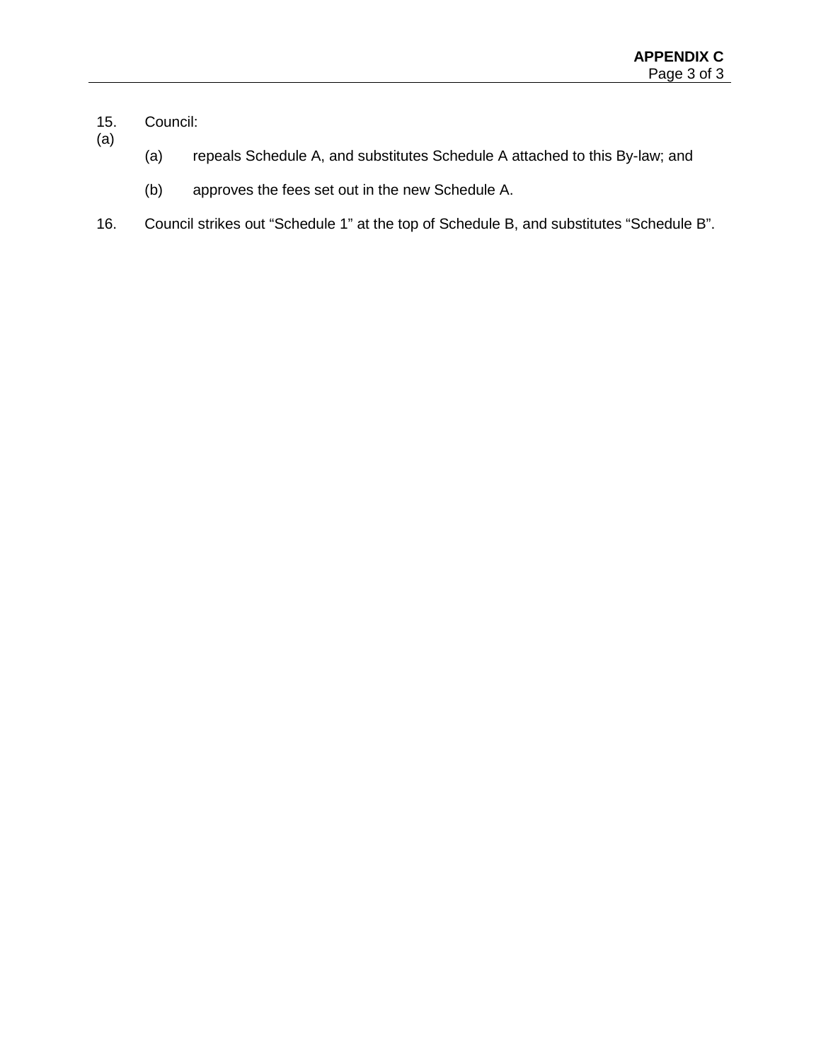15. Council:
(a)

(a) repeals Schedule A, and substitutes Schedule A attached to this By-law; and

(b) approves the fees set out in the new Schedule A.

16. Council strikes out “Schedule 1” at the top of Schedule B, and substitutes “Schedule B”.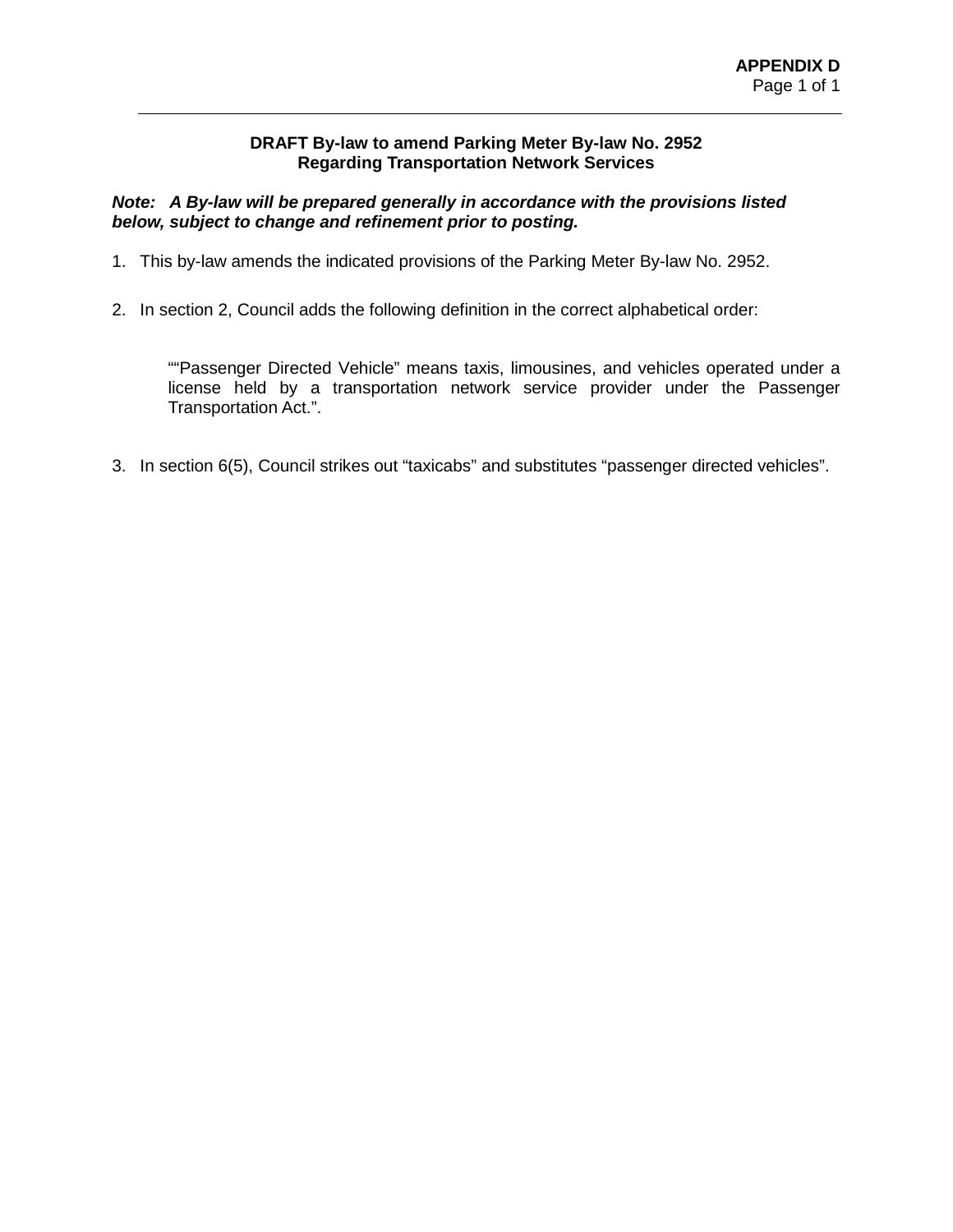**APPENDIX D**

# DRAFT By-law to amend Parking Meter By-law No. 2952
## Regarding Transportation Network Services

***Note: A By-law will be prepared generally in accordance with the provisions listed below, subject to change and refinement prior to posting.***

1. This by-law amends the indicated provisions of the Parking Meter By-law No. 2952.

2. In section 2, Council adds the following definition in the correct alphabetical order:

   ""Passenger Directed Vehicle" means taxis, limousines, and vehicles operated under a license held by a transportation network service provider under the Passenger Transportation Act.".

3. In section 6(5), Council strikes out "taxicabs" and substitutes "passenger directed vehicles".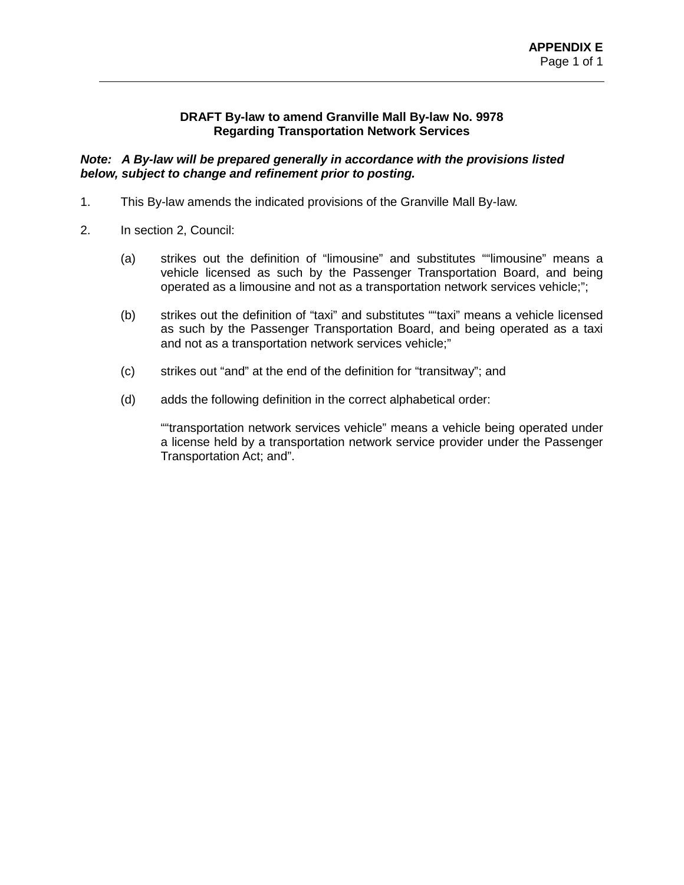**APPENDIX E**

**DRAFT By-law to amend Granville Mall By-law No. 9978**
**Regarding Transportation Network Services**

***Note: A By-law will be prepared generally in accordance with the provisions listed below, subject to change and refinement prior to posting.***

1. This By-law amends the indicated provisions of the Granville Mall By-law.

2. In section 2, Council:

   (a) strikes out the definition of “limousine” and substitutes ““limousine” means a vehicle licensed as such by the Passenger Transportation Board, and being operated as a limousine and not as a transportation network services vehicle;”;

   (b) strikes out the definition of “taxi” and substitutes ““taxi” means a vehicle licensed as such by the Passenger Transportation Board, and being operated as a taxi and not as a transportation network services vehicle;”

   (c) strikes out “and” at the end of the definition for “transitway”; and

   (d) adds the following definition in the correct alphabetical order:

   ““transportation network services vehicle” means a vehicle being operated under a license held by a transportation network service provider under the Passenger Transportation Act; and”.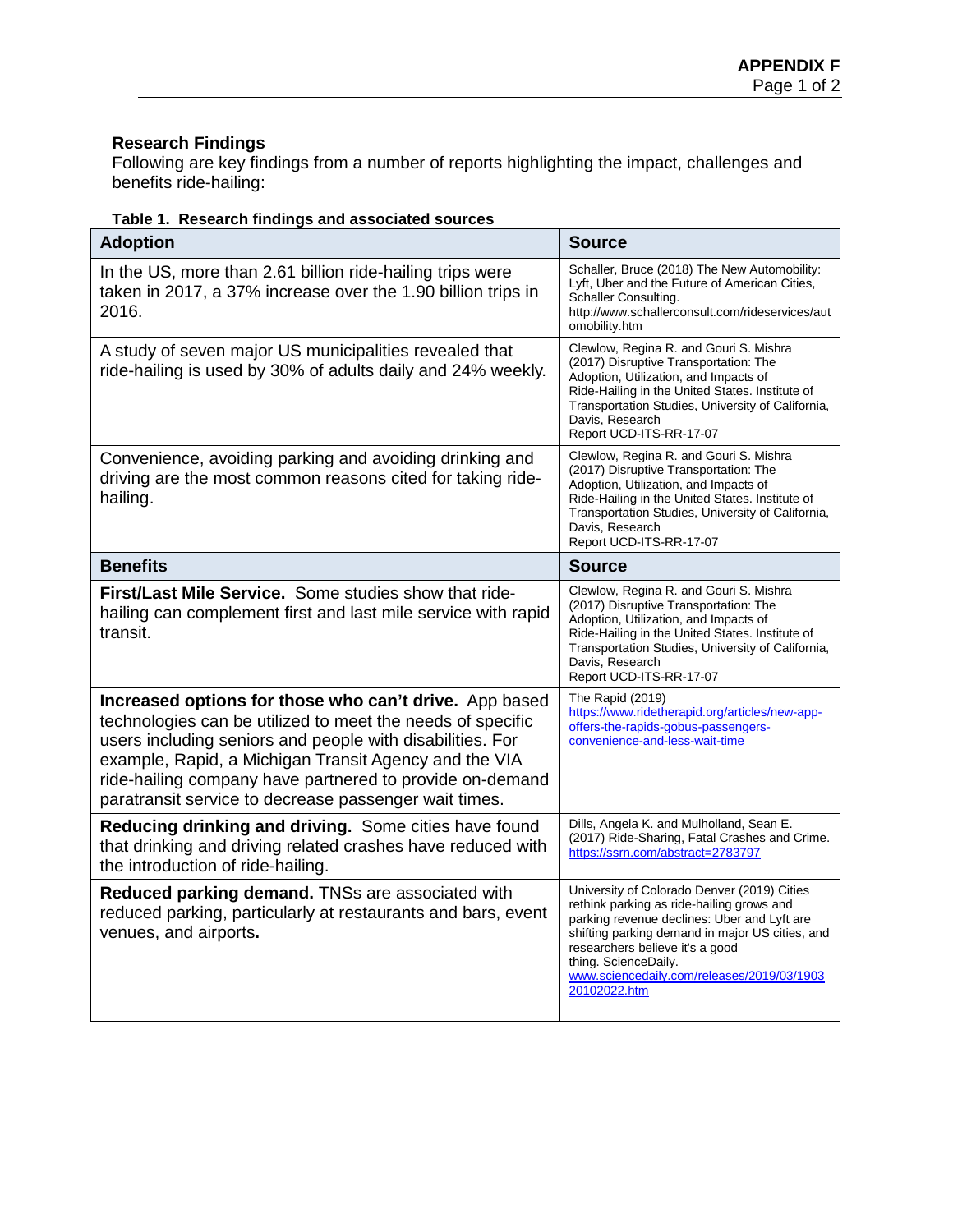### Research Findings

Following are key findings from a number of reports highlighting the impact, challenges and benefits ride-hailing:

**Table 1. Research findings and associated sources**

| Adoption | Source |
|---|---|
| In the US, more than 2.61 billion ride-hailing trips were taken in 2017, a 37% increase over the 1.90 billion trips in 2016. | Schaller, Bruce (2018) The New Automobility: Lyft, Uber and the Future of American Cities, Schaller Consulting. http://www.schallerconsult.com/rideservices/automobility.htm |
| A study of seven major US municipalities revealed that ride-hailing is used by 30% of adults daily and 24% weekly. | Clewlow, Regina R. and Gouri S. Mishra (2017) Disruptive Transportation: The Adoption, Utilization, and Impacts of Ride-Hailing in the United States. Institute of Transportation Studies, University of California, Davis, Research Report UCD-ITS-RR-17-07 |
| Convenience, avoiding parking and avoiding drinking and driving are the most common reasons cited for taking ride-hailing. | Clewlow, Regina R. and Gouri S. Mishra (2017) Disruptive Transportation: The Adoption, Utilization, and Impacts of Ride-Hailing in the United States. Institute of Transportation Studies, University of California, Davis, Research Report UCD-ITS-RR-17-07 |
| **Benefits** | **Source** |
| **First/Last Mile Service.** Some studies show that ride-hailing can complement first and last mile service with rapid transit. | Clewlow, Regina R. and Gouri S. Mishra (2017) Disruptive Transportation: The Adoption, Utilization, and Impacts of Ride-Hailing in the United States. Institute of Transportation Studies, University of California, Davis, Research Report UCD-ITS-RR-17-07 |
| **Increased options for those who can't drive.** App based technologies can be utilized to meet the needs of specific users including seniors and people with disabilities. For example, Rapid, a Michigan Transit Agency and the VIA ride-hailing company have partnered to provide on-demand paratransit service to decrease passenger wait times. | The Rapid (2019) https://www.ridetherapid.org/articles/new-app-offers-the-rapids-gobus-passengers-convenience-and-less-wait-time |
| **Reducing drinking and driving.** Some cities have found that drinking and driving related crashes have reduced with the introduction of ride-hailing. | Dills, Angela K. and Mulholland, Sean E. (2017) Ride-Sharing, Fatal Crashes and Crime. https://ssrn.com/abstract=2783797 |
| **Reduced parking demand.** TNSs are associated with reduced parking, particularly at restaurants and bars, event venues, and airports**.** | University of Colorado Denver (2019) Cities rethink parking as ride-hailing grows and parking revenue declines: Uber and Lyft are shifting parking demand in major US cities, and researchers believe it's a good thing. ScienceDaily. www.sciencedaily.com/releases/2019/03/190320102022.htm |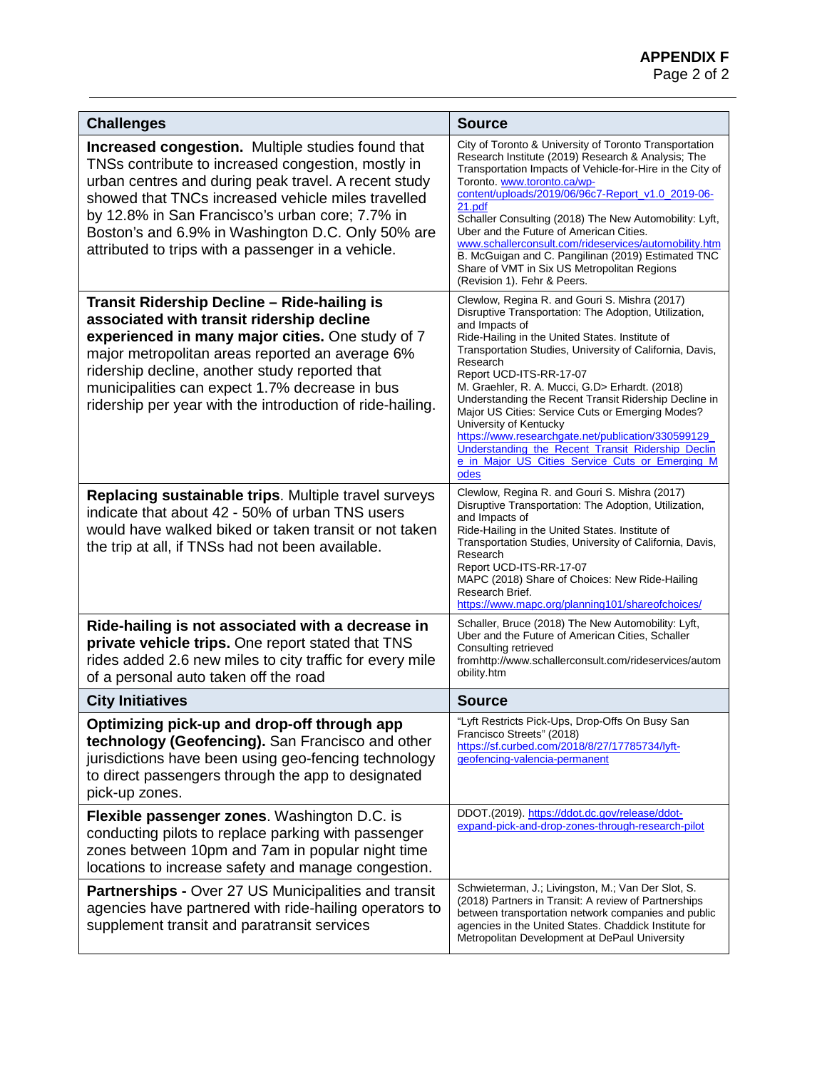| Challenges | Source |
|---|---|
| **Increased congestion.** Multiple studies found that TNSs contribute to increased congestion, mostly in urban centres and during peak travel. A recent study showed that TNCs increased vehicle miles travelled by 12.8% in San Francisco's urban core; 7.7% in Boston's and 6.9% in Washington D.C. Only 50% are attributed to trips with a passenger in a vehicle. | City of Toronto & University of Toronto Transportation Research Institute (2019) Research & Analysis; The Transportation Impacts of Vehicle-for-Hire in the City of Toronto. www.toronto.ca/wp-content/uploads/2019/06/96c7-Report_v1.0_2019-06-21.pdf Schaller Consulting (2018) The New Automobility: Lyft, Uber and the Future of American Cities. www.schallerconsult.com/rideservices/automobility.htm B. McGuigan and C. Pangilinan (2019) Estimated TNC Share of VMT in Six US Metropolitan Regions (Revision 1). Fehr & Peers. |
| **Transit Ridership Decline – Ride-hailing is associated with transit ridership decline experienced in many major cities.** One study of 7 major metropolitan areas reported an average 6% ridership decline, another study reported that municipalities can expect 1.7% decrease in bus ridership per year with the introduction of ride-hailing. | Clewlow, Regina R. and Gouri S. Mishra (2017) Disruptive Transportation: The Adoption, Utilization, and Impacts of Ride-Hailing in the United States. Institute of Transportation Studies, University of California, Davis, Research Report UCD-ITS-RR-17-07 M. Graehler, R. A. Mucci, G.D> Erhardt. (2018) Understanding the Recent Transit Ridership Decline in Major US Cities: Service Cuts or Emerging Modes? University of Kentucky https://www.researchgate.net/publication/330599129_Understanding_the_Recent_Transit_Ridership_Decline_in_Major_US_Cities_Service_Cuts_or_Emerging_Modes |
| **Replacing sustainable trips**. Multiple travel surveys indicate that about 42 - 50% of urban TNS users would have walked biked or taken transit or not taken the trip at all, if TNSs had not been available. | Clewlow, Regina R. and Gouri S. Mishra (2017) Disruptive Transportation: The Adoption, Utilization, and Impacts of Ride-Hailing in the United States. Institute of Transportation Studies, University of California, Davis, Research Report UCD-ITS-RR-17-07 MAPC (2018) Share of Choices: New Ride-Hailing Research Brief. https://www.mapc.org/planning101/shareofchoices/ |
| **Ride-hailing is not associated with a decrease in private vehicle trips.** One report stated that TNS rides added 2.6 new miles to city traffic for every mile of a personal auto taken off the road | Schaller, Bruce (2018) The New Automobility: Lyft, Uber and the Future of American Cities, Schaller Consulting retrieved fromhttp://www.schallerconsult.com/rideservices/automobility.htm |
| **City Initiatives** | **Source** |
| **Optimizing pick-up and drop-off through app technology (Geofencing).** San Francisco and other jurisdictions have been using geo-fencing technology to direct passengers through the app to designated pick-up zones. | "Lyft Restricts Pick-Ups, Drop-Offs On Busy San Francisco Streets" (2018) https://sf.curbed.com/2018/8/27/17785734/lyft-geofencing-valencia-permanent |
| **Flexible passenger zones**. Washington D.C. is conducting pilots to replace parking with passenger zones between 10pm and 7am in popular night time locations to increase safety and manage congestion. | DDOT.(2019). https://ddot.dc.gov/release/ddot-expand-pick-and-drop-zones-through-research-pilot |
| **Partnerships -** Over 27 US Municipalities and transit agencies have partnered with ride-hailing operators to supplement transit and paratransit services | Schwieterman, J.; Livingston, M.; Van Der Slot, S. (2018) Partners in Transit: A review of Partnerships between transportation network companies and public agencies in the United States. Chaddick Institute for Metropolitan Development at DePaul University |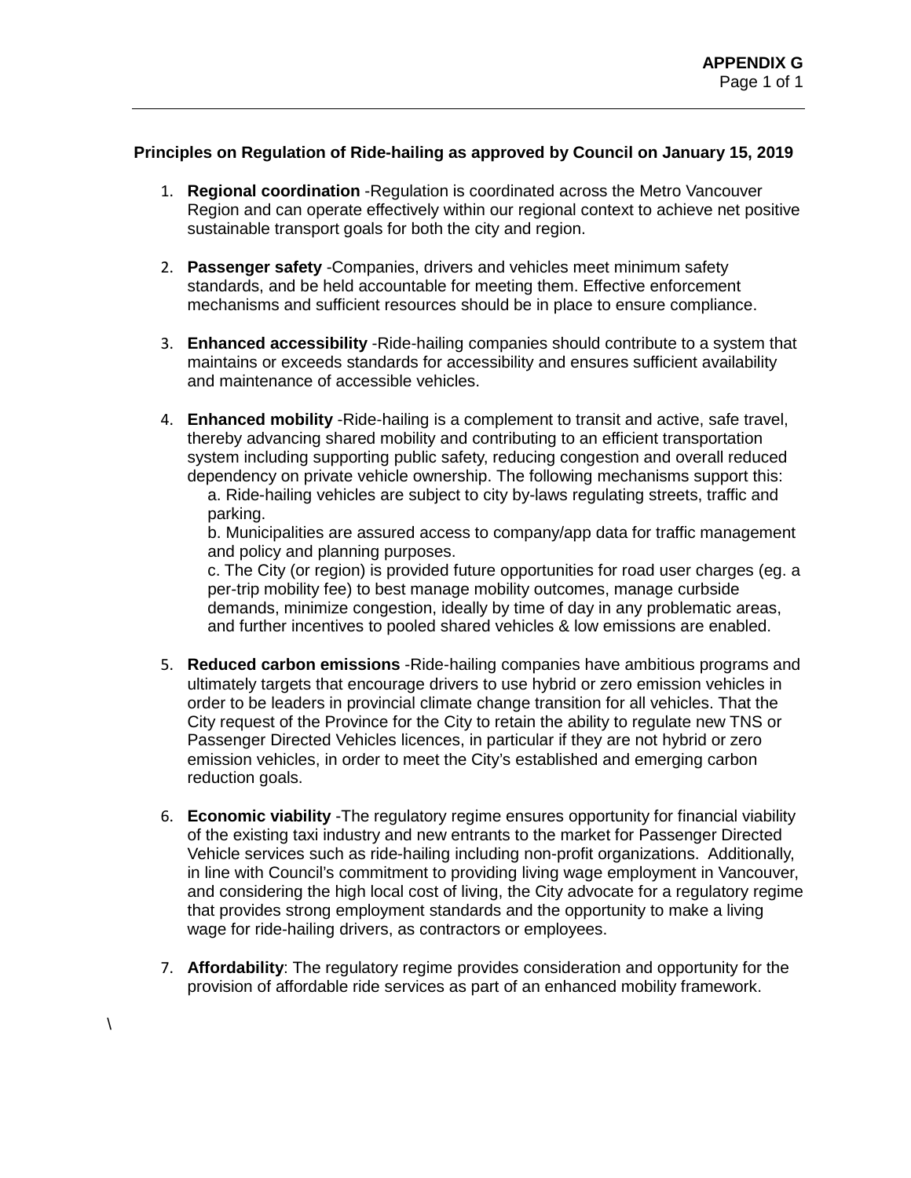**APPENDIX G**

### Principles on Regulation of Ride-hailing as approved by Council on January 15, 2019

1. **Regional coordination** -Regulation is coordinated across the Metro Vancouver Region and can operate effectively within our regional context to achieve net positive sustainable transport goals for both the city and region.

2. **Passenger safety** -Companies, drivers and vehicles meet minimum safety standards, and be held accountable for meeting them. Effective enforcement mechanisms and sufficient resources should be in place to ensure compliance.

3. **Enhanced accessibility** -Ride-hailing companies should contribute to a system that maintains or exceeds standards for accessibility and ensures sufficient availability and maintenance of accessible vehicles.

4. **Enhanced mobility** -Ride-hailing is a complement to transit and active, safe travel, thereby advancing shared mobility and contributing to an efficient transportation system including supporting public safety, reducing congestion and overall reduced dependency on private vehicle ownership. The following mechanisms support this:
   a. Ride-hailing vehicles are subject to city by-laws regulating streets, traffic and parking.
   b. Municipalities are assured access to company/app data for traffic management and policy and planning purposes.
   c. The City (or region) is provided future opportunities for road user charges (eg. a per-trip mobility fee) to best manage mobility outcomes, manage curbside demands, minimize congestion, ideally by time of day in any problematic areas, and further incentives to pooled shared vehicles & low emissions are enabled.

5. **Reduced carbon emissions** -Ride-hailing companies have ambitious programs and ultimately targets that encourage drivers to use hybrid or zero emission vehicles in order to be leaders in provincial climate change transition for all vehicles. That the City request of the Province for the City to retain the ability to regulate new TNS or Passenger Directed Vehicles licences, in particular if they are not hybrid or zero emission vehicles, in order to meet the City's established and emerging carbon reduction goals.

6. **Economic viability** -The regulatory regime ensures opportunity for financial viability of the existing taxi industry and new entrants to the market for Passenger Directed Vehicle services such as ride-hailing including non-profit organizations. Additionally, in line with Council's commitment to providing living wage employment in Vancouver, and considering the high local cost of living, the City advocate for a regulatory regime that provides strong employment standards and the opportunity to make a living wage for ride-hailing drivers, as contractors or employees.

7. **Affordability**: The regulatory regime provides consideration and opportunity for the provision of affordable ride services as part of an enhanced mobility framework.

\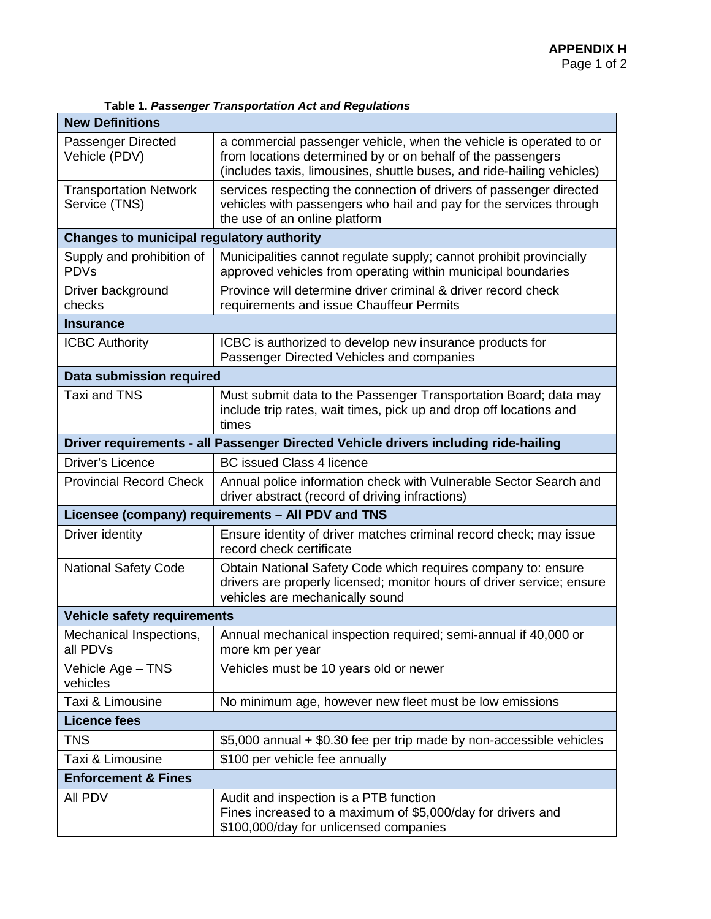**APPENDIX H**

**Table 1.** ***Passenger Transportation Act and Regulations***

| **New Definitions** | |
|---|---|
| Passenger Directed Vehicle (PDV) | a commercial passenger vehicle, when the vehicle is operated to or from locations determined by or on behalf of the passengers (includes taxis, limousines, shuttle buses, and ride-hailing vehicles) |
| Transportation Network Service (TNS) | services respecting the connection of drivers of passenger directed vehicles with passengers who hail and pay for the services through the use of an online platform |
| **Changes to municipal regulatory authority** | |
| Supply and prohibition of PDVs | Municipalities cannot regulate supply; cannot prohibit provincially approved vehicles from operating within municipal boundaries |
| Driver background checks | Province will determine driver criminal & driver record check requirements and issue Chauffeur Permits |
| **Insurance** | |
| ICBC Authority | ICBC is authorized to develop new insurance products for Passenger Directed Vehicles and companies |
| **Data submission required** | |
| Taxi and TNS | Must submit data to the Passenger Transportation Board; data may include trip rates, wait times, pick up and drop off locations and times |
| **Driver requirements - all Passenger Directed Vehicle drivers including ride-hailing** | |
| Driver's Licence | BC issued Class 4 licence |
| Provincial Record Check | Annual police information check with Vulnerable Sector Search and driver abstract (record of driving infractions) |
| **Licensee (company) requirements – All PDV and TNS** | |
| Driver identity | Ensure identity of driver matches criminal record check; may issue record check certificate |
| National Safety Code | Obtain National Safety Code which requires company to: ensure drivers are properly licensed; monitor hours of driver service; ensure vehicles are mechanically sound |
| **Vehicle safety requirements** | |
| Mechanical Inspections, all PDVs | Annual mechanical inspection required; semi-annual if 40,000 or more km per year |
| Vehicle Age – TNS vehicles | Vehicles must be 10 years old or newer |
| Taxi & Limousine | No minimum age, however new fleet must be low emissions |
| **Licence fees** | |
| TNS | $5,000 annual + $0.30 fee per trip made by non-accessible vehicles |
| Taxi & Limousine | $100 per vehicle fee annually |
| **Enforcement & Fines** | |
| All PDV | Audit and inspection is a PTB function<br>Fines increased to a maximum of $5,000/day for drivers and $100,000/day for unlicensed companies |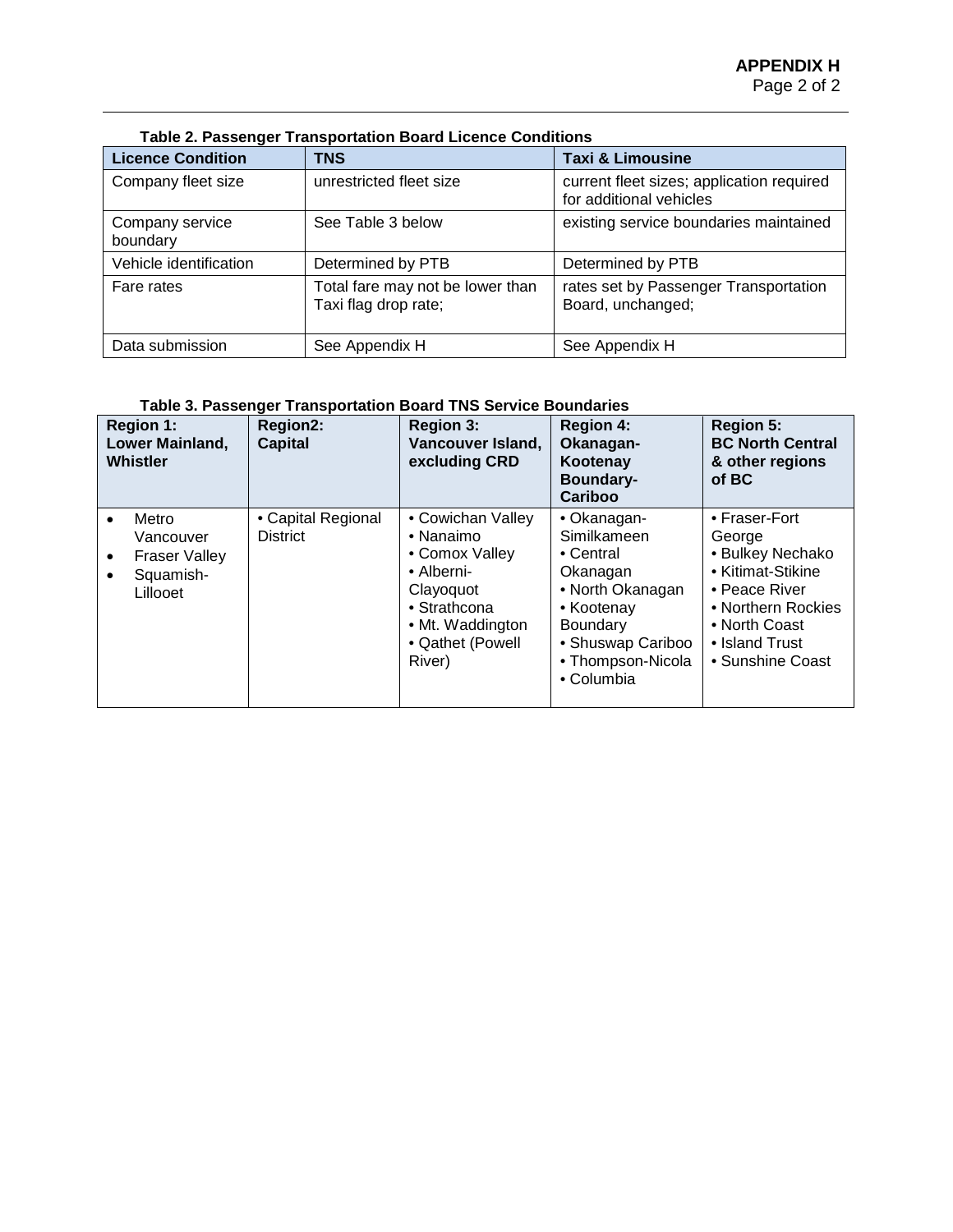**Table 2. Passenger Transportation Board Licence Conditions**

| Licence Condition | TNS | Taxi & Limousine |
|---|---|---|
| Company fleet size | unrestricted fleet size | current fleet sizes; application required for additional vehicles |
| Company service boundary | See Table 3 below | existing service boundaries maintained |
| Vehicle identification | Determined by PTB | Determined by PTB |
| Fare rates | Total fare may not be lower than Taxi flag drop rate; | rates set by Passenger Transportation Board, unchanged; |
| Data submission | See Appendix H | See Appendix H |

**Table 3. Passenger Transportation Board TNS Service Boundaries**

| Region 1: Lower Mainland, Whistler | Region2: Capital | Region 3: Vancouver Island, excluding CRD | Region 4: Okanagan-Kootenay Boundary-Cariboo | Region 5: BC North Central & other regions of BC |
|---|---|---|---|---|
| • Metro Vancouver<br>• Fraser Valley<br>• Squamish-Lillooet | • Capital Regional District | • Cowichan Valley<br>• Nanaimo<br>• Comox Valley<br>• Alberni-Clayoquot<br>• Strathcona<br>• Mt. Waddington<br>• Qathet (Powell River) | • Okanagan-Similkameen<br>• Central Okanagan<br>• North Okanagan<br>• Kootenay Boundary<br>• Shuswap Cariboo<br>• Thompson-Nicola<br>• Columbia | • Fraser-Fort George<br>• Bulkey Nechako<br>• Kitimat-Stikine<br>• Peace River<br>• Northern Rockies<br>• North Coast<br>• Island Trust<br>• Sunshine Coast |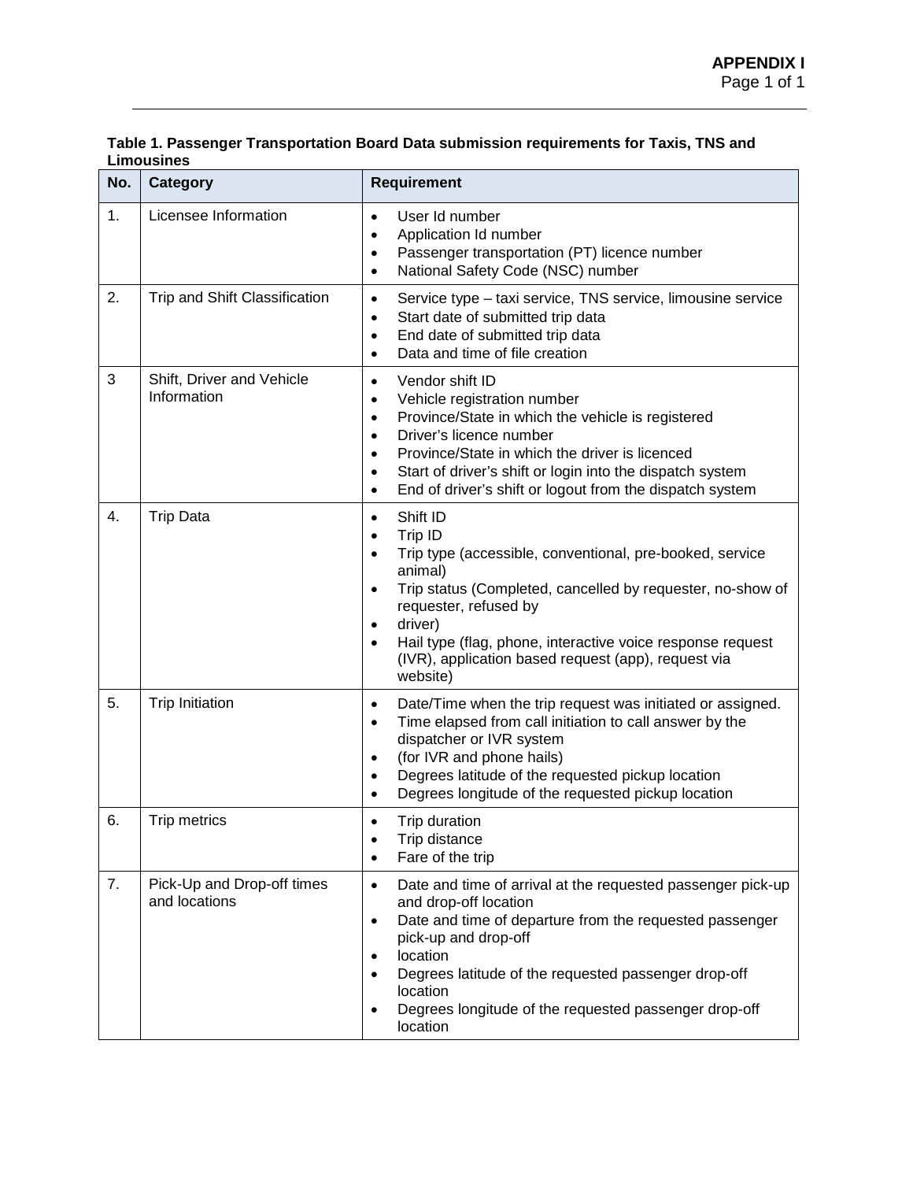**APPENDIX I**

**Table 1. Passenger Transportation Board Data submission requirements for Taxis, TNS and Limousines**

| No. | Category | Requirement |
|---|---|---|
| 1. | Licensee Information | • User Id number<br>• Application Id number<br>• Passenger transportation (PT) licence number<br>• National Safety Code (NSC) number |
| 2. | Trip and Shift Classification | • Service type – taxi service, TNS service, limousine service<br>• Start date of submitted trip data<br>• End date of submitted trip data<br>• Data and time of file creation |
| 3 | Shift, Driver and Vehicle Information | • Vendor shift ID<br>• Vehicle registration number<br>• Province/State in which the vehicle is registered<br>• Driver's licence number<br>• Province/State in which the driver is licenced<br>• Start of driver's shift or login into the dispatch system<br>• End of driver's shift or logout from the dispatch system |
| 4. | Trip Data | • Shift ID<br>• Trip ID<br>• Trip type (accessible, conventional, pre-booked, service animal)<br>• Trip status (Completed, cancelled by requester, no-show of requester, refused by<br>• driver)<br>• Hail type (flag, phone, interactive voice response request (IVR), application based request (app), request via website) |
| 5. | Trip Initiation | • Date/Time when the trip request was initiated or assigned.<br>• Time elapsed from call initiation to call answer by the dispatcher or IVR system<br>• (for IVR and phone hails)<br>• Degrees latitude of the requested pickup location<br>• Degrees longitude of the requested pickup location |
| 6. | Trip metrics | • Trip duration<br>• Trip distance<br>• Fare of the trip |
| 7. | Pick-Up and Drop-off times and locations | • Date and time of arrival at the requested passenger pick-up and drop-off location<br>• Date and time of departure from the requested passenger pick-up and drop-off<br>• location<br>• Degrees latitude of the requested passenger drop-off location<br>• Degrees longitude of the requested passenger drop-off location |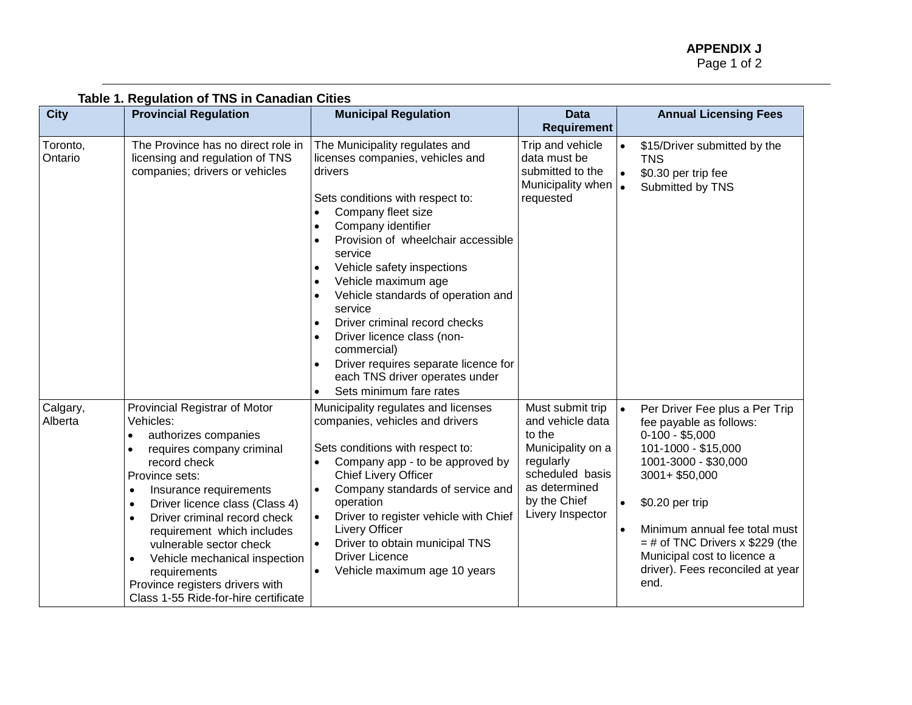**APPENDIX J**

**Table 1. Regulation of TNS in Canadian Cities**

| City | Provincial Regulation | Municipal Regulation | Data Requirement | Annual Licensing Fees |
|---|---|---|---|---|
| Toronto, Ontario | The Province has no direct role in licensing and regulation of TNS companies; drivers or vehicles | The Municipality regulates and licenses companies, vehicles and drivers<br><br>Sets conditions with respect to:<br>• Company fleet size<br>• Company identifier<br>• Provision of wheelchair accessible service<br>• Vehicle safety inspections<br>• Vehicle maximum age<br>• Vehicle standards of operation and service<br>• Driver criminal record checks<br>• Driver licence class (non-commercial)<br>• Driver requires separate licence for each TNS driver operates under<br>• Sets minimum fare rates | Trip and vehicle data must be submitted to the Municipality when requested | • $15/Driver submitted by the TNS<br>• $0.30 per trip fee<br>• Submitted by TNS |
| Calgary, Alberta | Provincial Registrar of Motor Vehicles:<br>• authorizes companies<br>• requires company criminal record check<br>Province sets:<br>• Insurance requirements<br>• Driver licence class (Class 4)<br>• Driver criminal record check requirement which includes vulnerable sector check<br>• Vehicle mechanical inspection requirements<br>Province registers drivers with Class 1-55 Ride-for-hire certificate | Municipality regulates and licenses companies, vehicles and drivers<br><br>Sets conditions with respect to:<br>• Company app - to be approved by Chief Livery Officer<br>• Company standards of service and operation<br>• Driver to register vehicle with Chief Livery Officer<br>• Driver to obtain municipal TNS Driver Licence<br>• Vehicle maximum age 10 years | Must submit trip and vehicle data to the Municipality on a regularly scheduled basis as determined by the Chief Livery Inspector | • Per Driver Fee plus a Per Trip fee payable as follows:<br>0-100 - $5,000<br>101-1000 - $15,000<br>1001-3000 - $30,000<br>3001+ $50,000<br><br>• $0.20 per trip<br><br>• Minimum annual fee total must = # of TNC Drivers x $229 (the Municipal cost to licence a driver). Fees reconciled at year end. |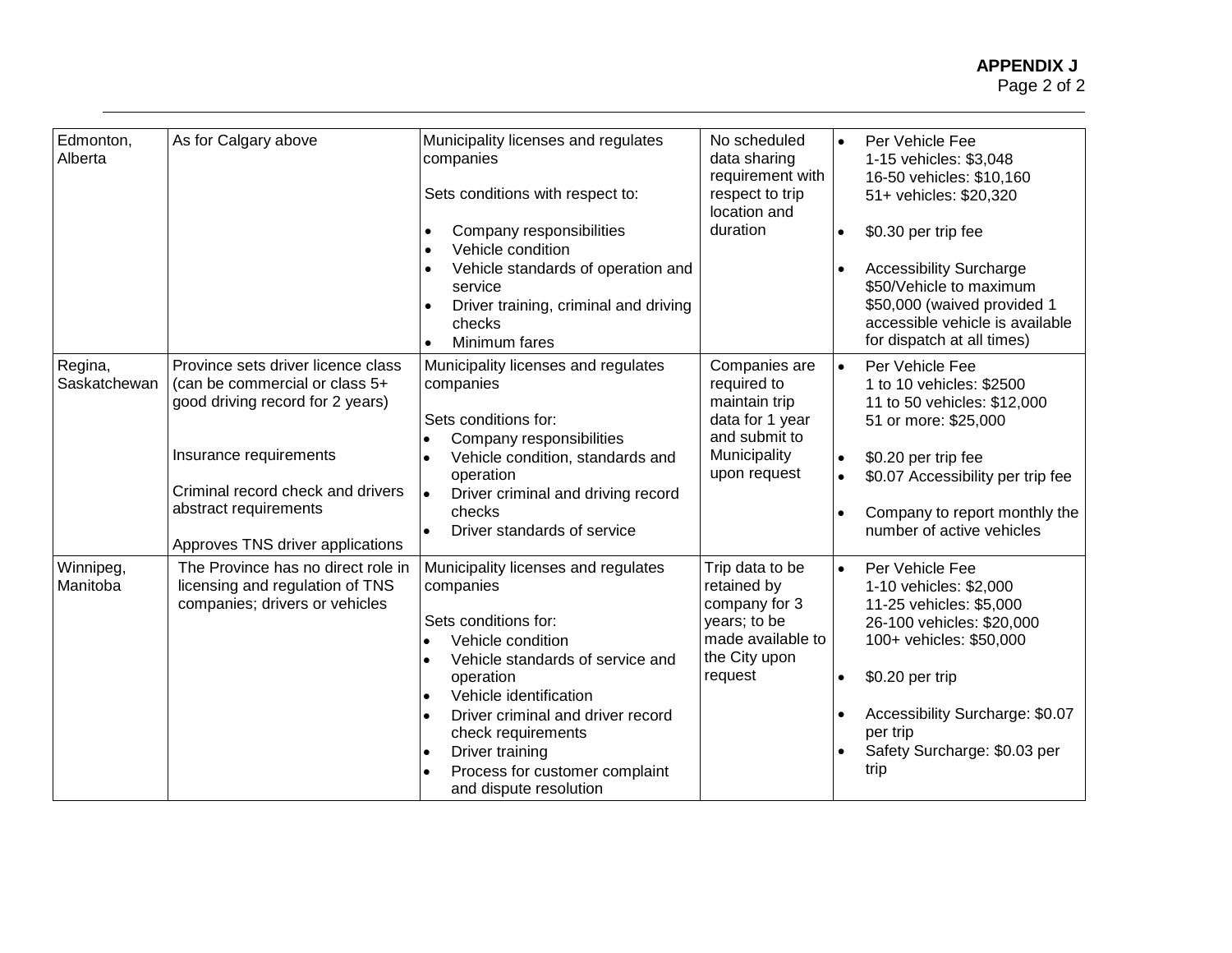**APPENDIX J**

| | | | | |
|---|---|---|---|---|
| Edmonton, Alberta | As for Calgary above | Municipality licenses and regulates companies<br><br>Sets conditions with respect to:<br><br>• Company responsibilities<br>• Vehicle condition<br>• Vehicle standards of operation and service<br>• Driver training, criminal and driving checks<br>• Minimum fares | No scheduled data sharing requirement with respect to trip location and duration | • Per Vehicle Fee<br>1-15 vehicles: $3,048<br>16-50 vehicles: $10,160<br>51+ vehicles: $20,320<br><br>• $0.30 per trip fee<br><br>• Accessibility Surcharge $50/Vehicle to maximum $50,000 (waived provided 1 accessible vehicle is available for dispatch at all times) |
| Regina, Saskatchewan | Province sets driver licence class (can be commercial or class 5+ good driving record for 2 years)<br><br>Insurance requirements<br><br>Criminal record check and drivers abstract requirements<br><br>Approves TNS driver applications | Municipality licenses and regulates companies<br><br>Sets conditions for:<br>• Company responsibilities<br>• Vehicle condition, standards and operation<br>• Driver criminal and driving record checks<br>• Driver standards of service | Companies are required to maintain trip data for 1 year and submit to Municipality upon request | • Per Vehicle Fee<br>1 to 10 vehicles: $2500<br>11 to 50 vehicles: $12,000<br>51 or more: $25,000<br><br>• $0.20 per trip fee<br>• $0.07 Accessibility per trip fee<br><br>• Company to report monthly the number of active vehicles |
| Winnipeg, Manitoba | The Province has no direct role in licensing and regulation of TNS companies; drivers or vehicles | Municipality licenses and regulates companies<br><br>Sets conditions for:<br>• Vehicle condition<br>• Vehicle standards of service and operation<br>• Vehicle identification<br>• Driver criminal and driver record check requirements<br>• Driver training<br>• Process for customer complaint and dispute resolution | Trip data to be retained by company for 3 years; to be made available to the City upon request | • Per Vehicle Fee<br>1-10 vehicles: $2,000<br>11-25 vehicles: $5,000<br>26-100 vehicles: $20,000<br>100+ vehicles: $50,000<br><br>• $0.20 per trip<br><br>• Accessibility Surcharge: $0.07 per trip<br>• Safety Surcharge: $0.03 per trip |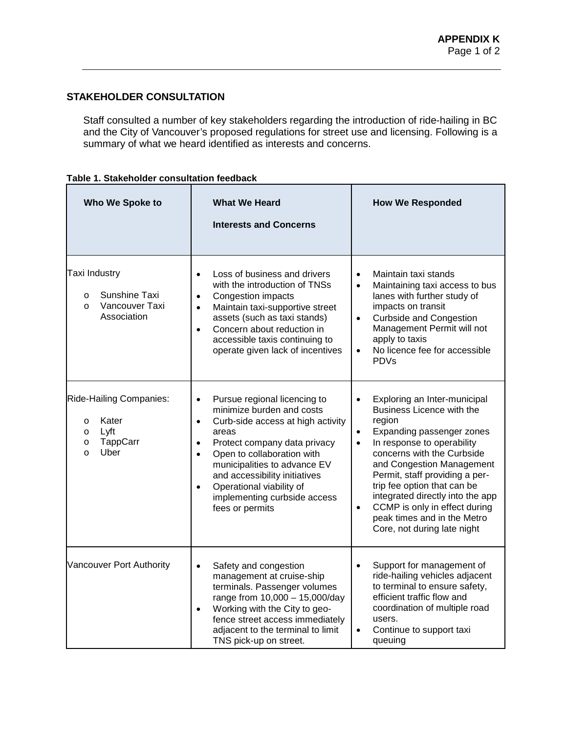## STAKEHOLDER CONSULTATION

Staff consulted a number of key stakeholders regarding the introduction of ride-hailing in BC and the City of Vancouver's proposed regulations for street use and licensing. Following is a summary of what we heard identified as interests and concerns.

**Table 1. Stakeholder consultation feedback**

| Who We Spoke to | What We Heard<br><br>Interests and Concerns | How We Responded |
|---|---|---|
| Taxi Industry<br>o Sunshine Taxi<br>o Vancouver Taxi Association | • Loss of business and drivers with the introduction of TNSs<br>• Congestion impacts<br>• Maintain taxi-supportive street assets (such as taxi stands)<br>• Concern about reduction in accessible taxis continuing to operate given lack of incentives | • Maintain taxi stands<br>• Maintaining taxi access to bus lanes with further study of impacts on transit<br>• Curbside and Congestion Management Permit will not apply to taxis<br>• No licence fee for accessible PDVs |
| Ride-Hailing Companies:<br>o Kater<br>o Lyft<br>o TappCarr<br>o Uber | • Pursue regional licencing to minimize burden and costs<br>• Curb-side access at high activity areas<br>• Protect company data privacy<br>• Open to collaboration with municipalities to advance EV and accessibility initiatives<br>• Operational viability of implementing curbside access fees or permits | • Exploring an Inter-municipal Business Licence with the region<br>• Expanding passenger zones<br>• In response to operability concerns with the Curbside and Congestion Management Permit, staff providing a per-trip fee option that can be integrated directly into the app<br>• CCMP is only in effect during peak times and in the Metro Core, not during late night |
| Vancouver Port Authority | • Safety and congestion management at cruise-ship terminals. Passenger volumes range from 10,000 – 15,000/day<br>• Working with the City to geo-fence street access immediately adjacent to the terminal to limit TNS pick-up on street. | • Support for management of ride-hailing vehicles adjacent to terminal to ensure safety, efficient traffic flow and coordination of multiple road users.<br>• Continue to support taxi queuing |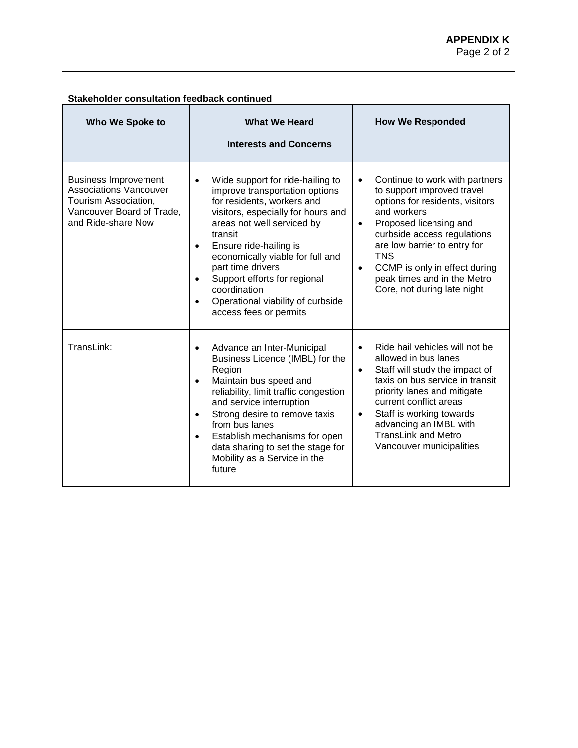**Stakeholder consultation feedback continued**

| Who We Spoke to | What We Heard<br><br>Interests and Concerns | How We Responded |
|---|---|---|
| Business Improvement Associations Vancouver Tourism Association, Vancouver Board of Trade, and Ride-share Now | • Wide support for ride-hailing to improve transportation options for residents, workers and visitors, especially for hours and areas not well serviced by transit<br>• Ensure ride-hailing is economically viable for full and part time drivers<br>• Support efforts for regional coordination<br>• Operational viability of curbside access fees or permits | • Continue to work with partners to support improved travel options for residents, visitors and workers<br>• Proposed licensing and curbside access regulations are low barrier to entry for TNS<br>• CCMP is only in effect during peak times and in the Metro Core, not during late night |
| TransLink: | • Advance an Inter-Municipal Business Licence (IMBL) for the Region<br>• Maintain bus speed and reliability, limit traffic congestion and service interruption<br>• Strong desire to remove taxis from bus lanes<br>• Establish mechanisms for open data sharing to set the stage for Mobility as a Service in the future | • Ride hail vehicles will not be allowed in bus lanes<br>• Staff will study the impact of taxis on bus service in transit priority lanes and mitigate current conflict areas<br>• Staff is working towards advancing an IMBL with TransLink and Metro Vancouver municipalities |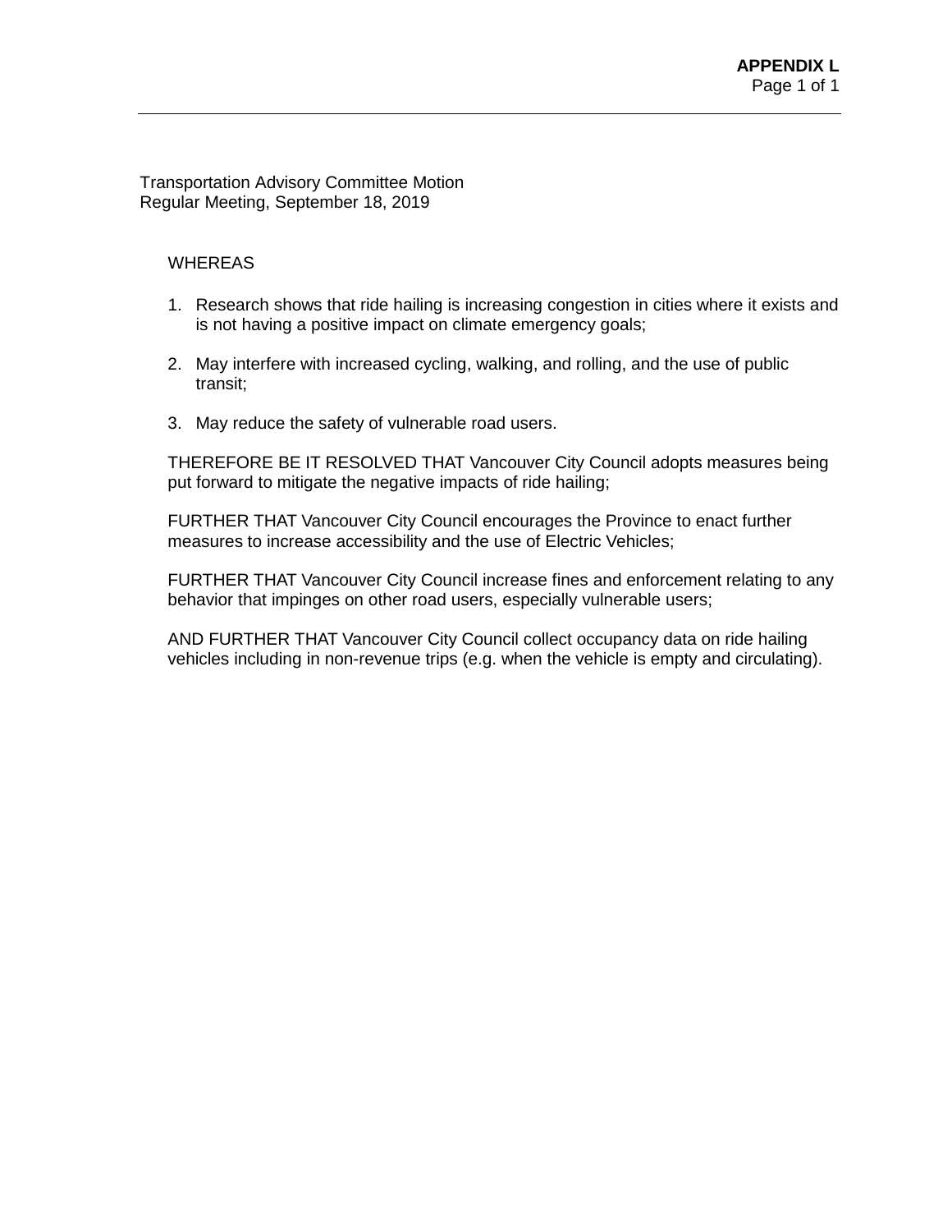**APPENDIX L**

Transportation Advisory Committee Motion
Regular Meeting, September 18, 2019

WHEREAS

1. Research shows that ride hailing is increasing congestion in cities where it exists and is not having a positive impact on climate emergency goals;

2. May interfere with increased cycling, walking, and rolling, and the use of public transit;

3. May reduce the safety of vulnerable road users.

THEREFORE BE IT RESOLVED THAT Vancouver City Council adopts measures being put forward to mitigate the negative impacts of ride hailing;

FURTHER THAT Vancouver City Council encourages the Province to enact further measures to increase accessibility and the use of Electric Vehicles;

FURTHER THAT Vancouver City Council increase fines and enforcement relating to any behavior that impinges on other road users, especially vulnerable users;

AND FURTHER THAT Vancouver City Council collect occupancy data on ride hailing vehicles including in non-revenue trips (e.g. when the vehicle is empty and circulating).